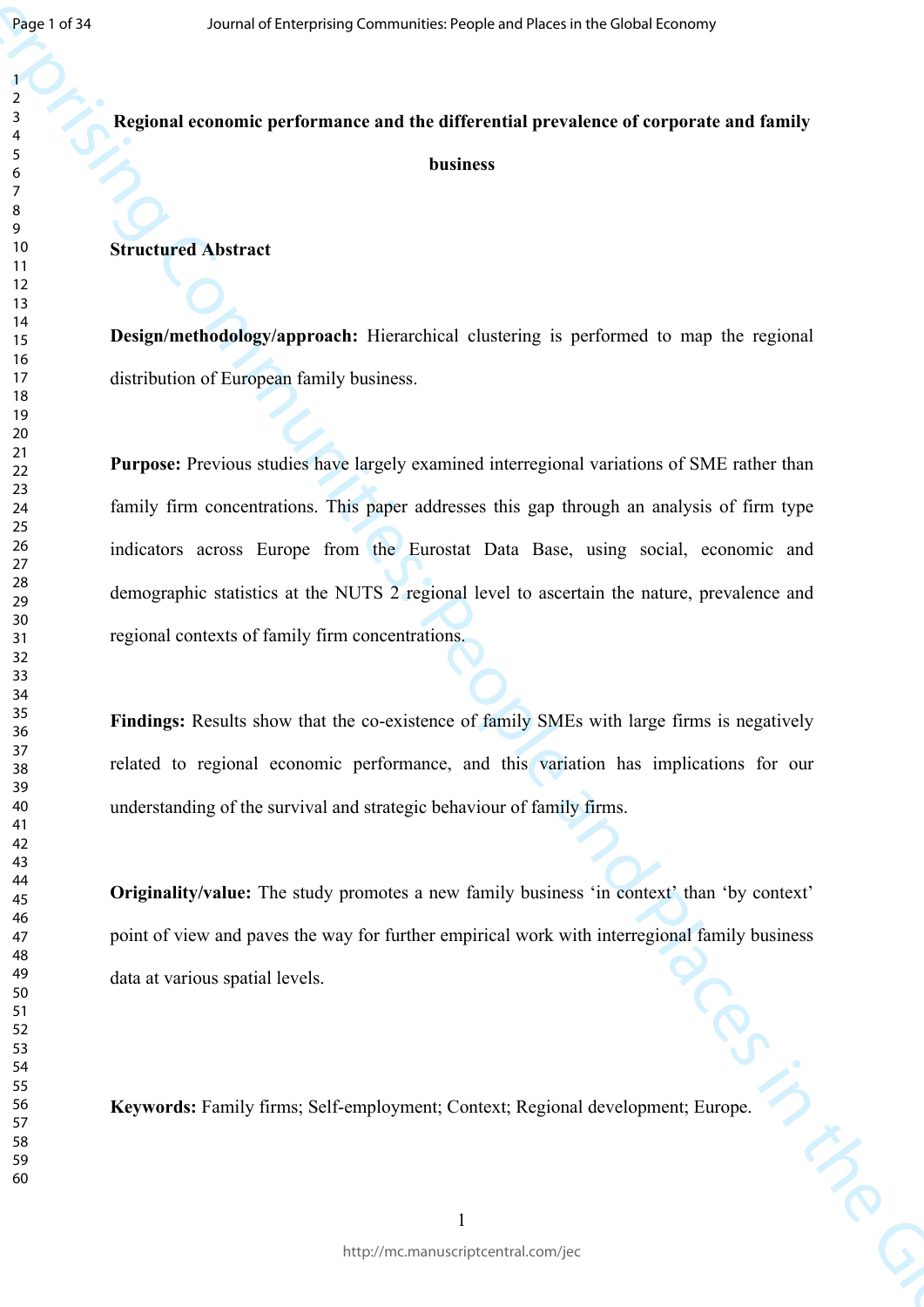# Regional economic performance and the differential prevalence of corporate and family business

## Structured Abstract

**Design/methodology/approach:** Hierarchical clustering is performed to map the regional distribution of European family business.

**Purpose:** Previous studies have largely examined interregional variations of SME rather than family firm concentrations. This paper addresses this gap through an analysis of firm type indicators across Europe from the Eurostat Data Base, using social, economic and demographic statistics at the NUTS 2 regional level to ascertain the nature, prevalence and regional contexts of family firm concentrations.

**Findings:** Results show that the co-existence of family SMEs with large firms is negatively related to regional economic performance, and this variation has implications for our understanding of the survival and strategic behaviour of family firms.

**Originality/value:** The study promotes a new family business 'in context' than 'by context' point of view and paves the way for further empirical work with interregional family business data at various spatial levels.

**Keywords:** Family firms; Self-employment; Context; Regional development; Europe.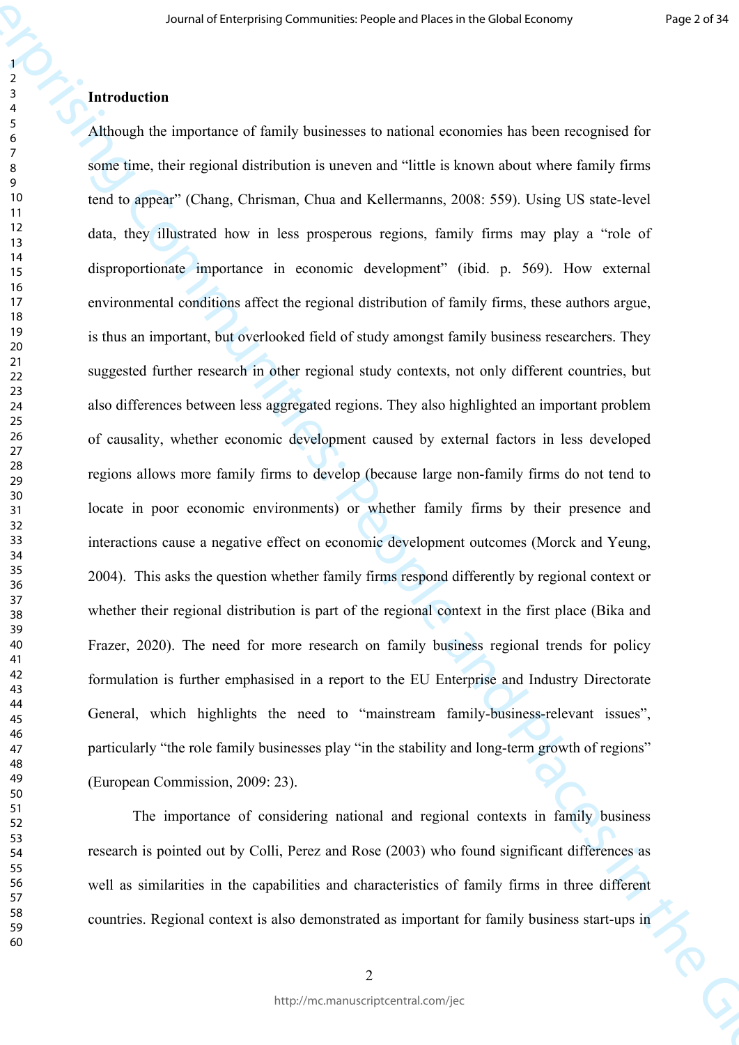## Introduction

Although the importance of family businesses to national economies has been recognised for some time, their regional distribution is uneven and "little is known about where family firms tend to appear" (Chang, Chrisman, Chua and Kellermanns, 2008: 559). Using US state-level data, they illustrated how in less prosperous regions, family firms may play a "role of disproportionate importance in economic development" (ibid. p. 569). How external environmental conditions affect the regional distribution of family firms, these authors argue, is thus an important, but overlooked field of study amongst family business researchers. They suggested further research in other regional study contexts, not only different countries, but also differences between less aggregated regions. They also highlighted an important problem of causality, whether economic development caused by external factors in less developed regions allows more family firms to develop (because large non-family firms do not tend to locate in poor economic environments) or whether family firms by their presence and interactions cause a negative effect on economic development outcomes (Morck and Yeung, 2004). This asks the question whether family firms respond differently by regional context or whether their regional distribution is part of the regional context in the first place (Bika and Frazer, 2020). The need for more research on family business regional trends for policy formulation is further emphasised in a report to the EU Enterprise and Industry Directorate General, which highlights the need to "mainstream family-business-relevant issues", particularly "the role family businesses play "in the stability and long-term growth of regions" (European Commission, 2009: 23).

The importance of considering national and regional contexts in family business research is pointed out by Colli, Perez and Rose (2003) who found significant differences as well as similarities in the capabilities and characteristics of family firms in three different countries. Regional context is also demonstrated as important for family business start-ups in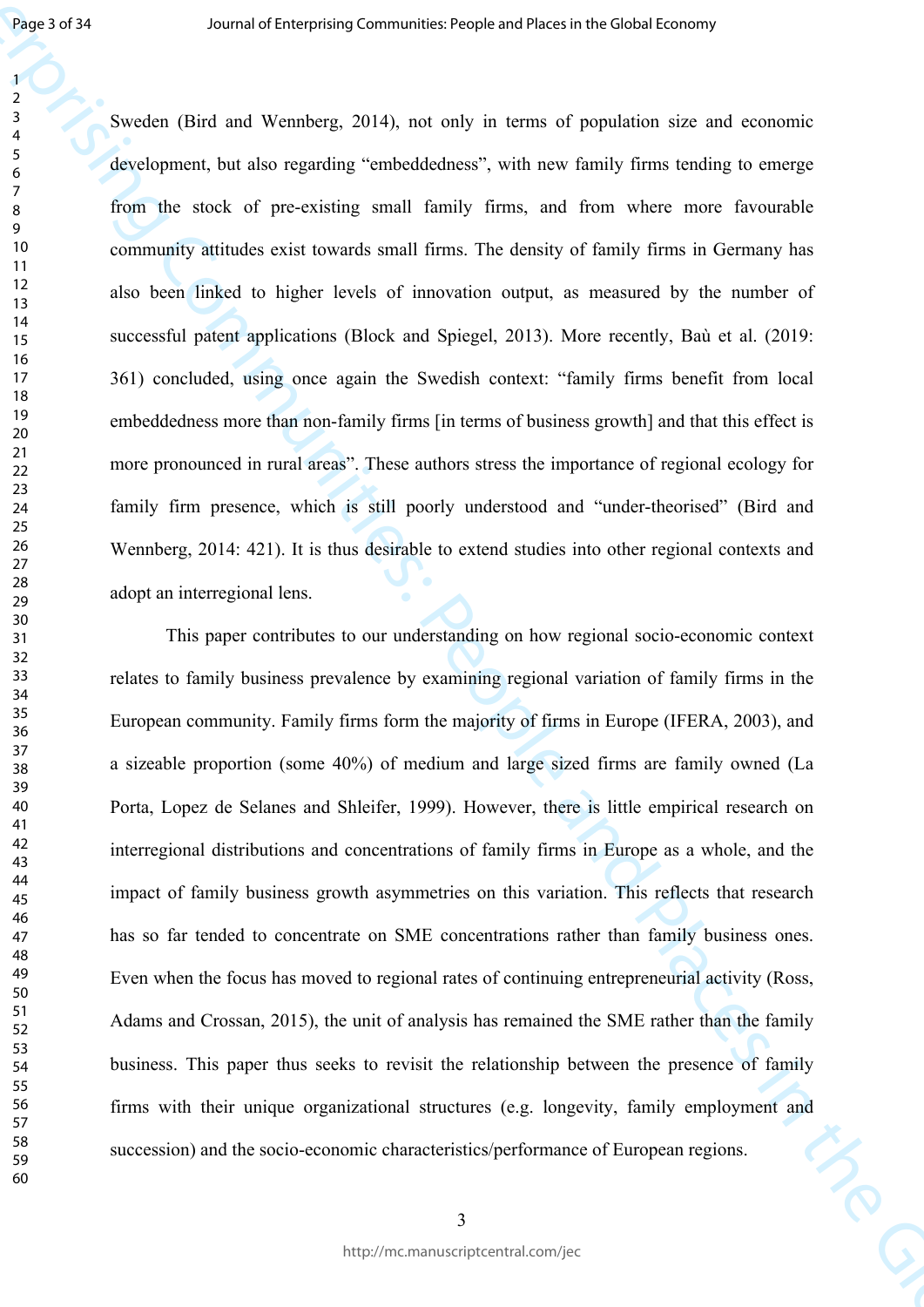Sweden (Bird and Wennberg, 2014), not only in terms of population size and economic development, but also regarding "embeddedness", with new family firms tending to emerge from the stock of pre-existing small family firms, and from where more favourable community attitudes exist towards small firms. The density of family firms in Germany has also been linked to higher levels of innovation output, as measured by the number of successful patent applications (Block and Spiegel, 2013). More recently, Baù et al. (2019: 361) concluded, using once again the Swedish context: "family firms benefit from local embeddedness more than non-family firms [in terms of business growth] and that this effect is more pronounced in rural areas". These authors stress the importance of regional ecology for family firm presence, which is still poorly understood and "under-theorised" (Bird and Wennberg, 2014: 421). It is thus desirable to extend studies into other regional contexts and adopt an interregional lens.

This paper contributes to our understanding on how regional socio-economic context relates to family business prevalence by examining regional variation of family firms in the European community. Family firms form the majority of firms in Europe (IFERA, 2003), and a sizeable proportion (some 40%) of medium and large sized firms are family owned (La Porta, Lopez de Selanes and Shleifer, 1999). However, there is little empirical research on interregional distributions and concentrations of family firms in Europe as a whole, and the impact of family business growth asymmetries on this variation. This reflects that research has so far tended to concentrate on SME concentrations rather than family business ones. Even when the focus has moved to regional rates of continuing entrepreneurial activity (Ross, Adams and Crossan, 2015), the unit of analysis has remained the SME rather than the family business. This paper thus seeks to revisit the relationship between the presence of family firms with their unique organizational structures (e.g. longevity, family employment and succession) and the socio-economic characteristics/performance of European regions.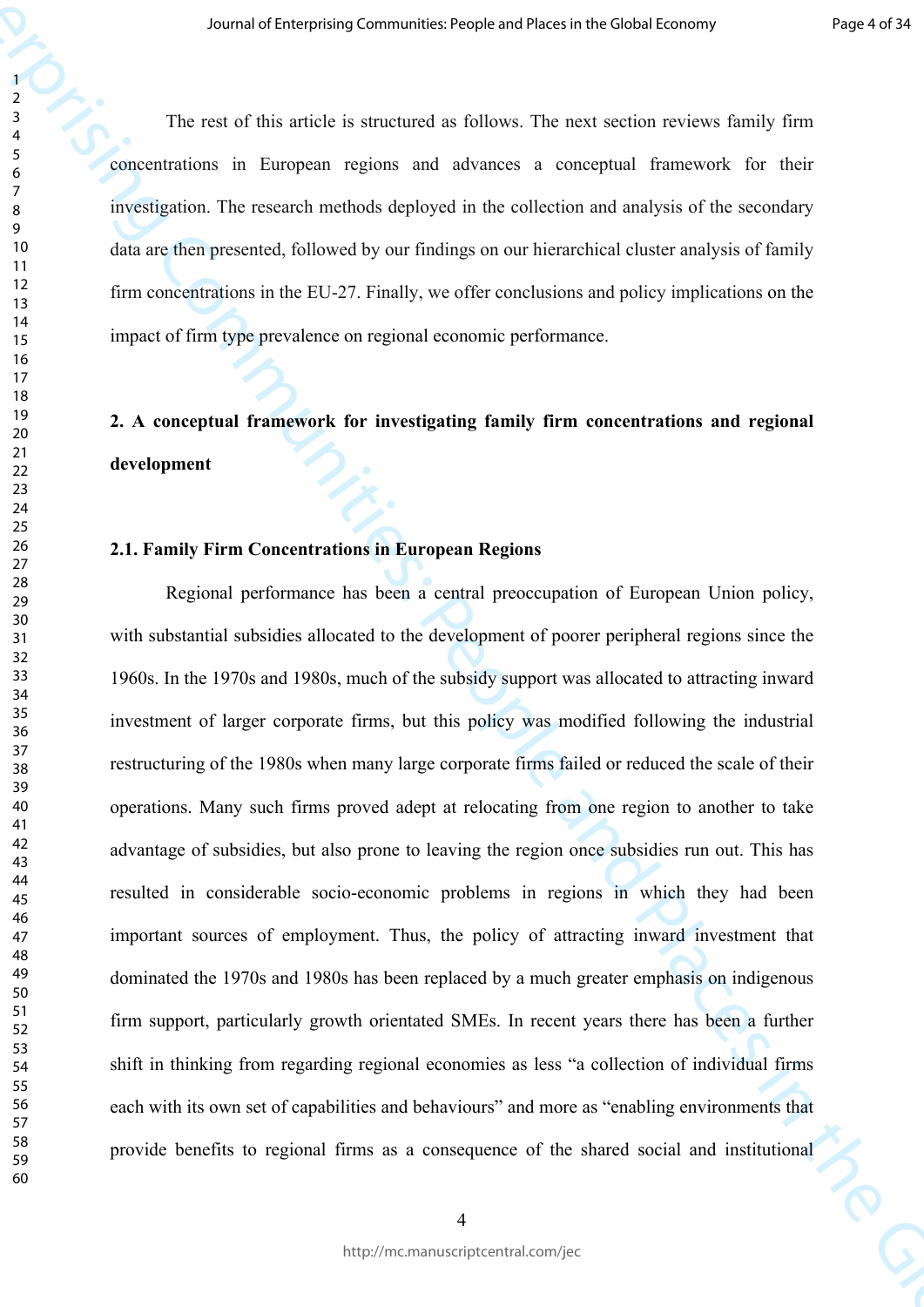The rest of this article is structured as follows. The next section reviews family firm concentrations in European regions and advances a conceptual framework for their investigation. The research methods deployed in the collection and analysis of the secondary data are then presented, followed by our findings on our hierarchical cluster analysis of family firm concentrations in the EU-27. Finally, we offer conclusions and policy implications on the impact of firm type prevalence on regional economic performance.

## 2. A conceptual framework for investigating family firm concentrations and regional development

### 2.1. Family Firm Concentrations in European Regions

Regional performance has been a central preoccupation of European Union policy, with substantial subsidies allocated to the development of poorer peripheral regions since the 1960s. In the 1970s and 1980s, much of the subsidy support was allocated to attracting inward investment of larger corporate firms, but this policy was modified following the industrial restructuring of the 1980s when many large corporate firms failed or reduced the scale of their operations. Many such firms proved adept at relocating from one region to another to take advantage of subsidies, but also prone to leaving the region once subsidies run out. This has resulted in considerable socio-economic problems in regions in which they had been important sources of employment. Thus, the policy of attracting inward investment that dominated the 1970s and 1980s has been replaced by a much greater emphasis on indigenous firm support, particularly growth orientated SMEs. In recent years there has been a further shift in thinking from regarding regional economies as less "a collection of individual firms each with its own set of capabilities and behaviours" and more as "enabling environments that provide benefits to regional firms as a consequence of the shared social and institutional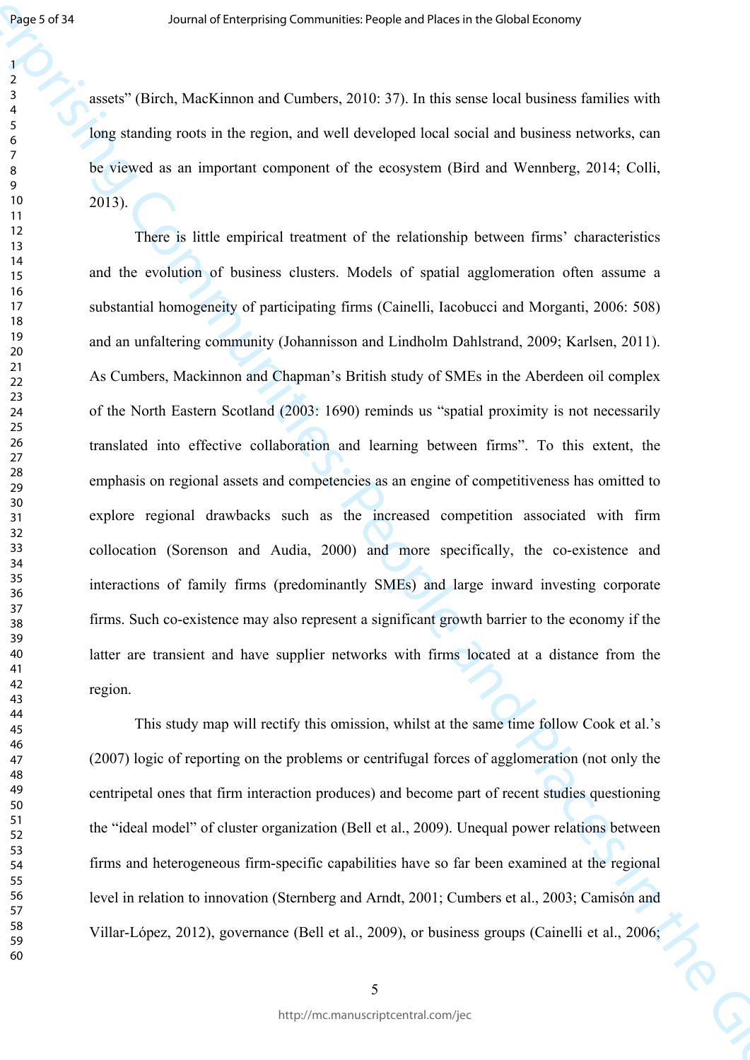assets" (Birch, MacKinnon and Cumbers, 2010: 37). In this sense local business families with long standing roots in the region, and well developed local social and business networks, can be viewed as an important component of the ecosystem (Bird and Wennberg, 2014; Colli, 2013).

There is little empirical treatment of the relationship between firms' characteristics and the evolution of business clusters. Models of spatial agglomeration often assume a substantial homogeneity of participating firms (Cainelli, Iacobucci and Morganti, 2006: 508) and an unfaltering community (Johannisson and Lindholm Dahlstrand, 2009; Karlsen, 2011). As Cumbers, Mackinnon and Chapman's British study of SMEs in the Aberdeen oil complex of the North Eastern Scotland (2003: 1690) reminds us "spatial proximity is not necessarily translated into effective collaboration and learning between firms". To this extent, the emphasis on regional assets and competencies as an engine of competitiveness has omitted to explore regional drawbacks such as the increased competition associated with firm collocation (Sorenson and Audia, 2000) and more specifically, the co-existence and interactions of family firms (predominantly SMEs) and large inward investing corporate firms. Such co-existence may also represent a significant growth barrier to the economy if the latter are transient and have supplier networks with firms located at a distance from the region.

This study map will rectify this omission, whilst at the same time follow Cook et al.'s (2007) logic of reporting on the problems or centrifugal forces of agglomeration (not only the centripetal ones that firm interaction produces) and become part of recent studies questioning the "ideal model" of cluster organization (Bell et al., 2009). Unequal power relations between firms and heterogeneous firm-specific capabilities have so far been examined at the regional level in relation to innovation (Sternberg and Arndt, 2001; Cumbers et al., 2003; Camisón and Villar-López, 2012), governance (Bell et al., 2009), or business groups (Cainelli et al., 2006;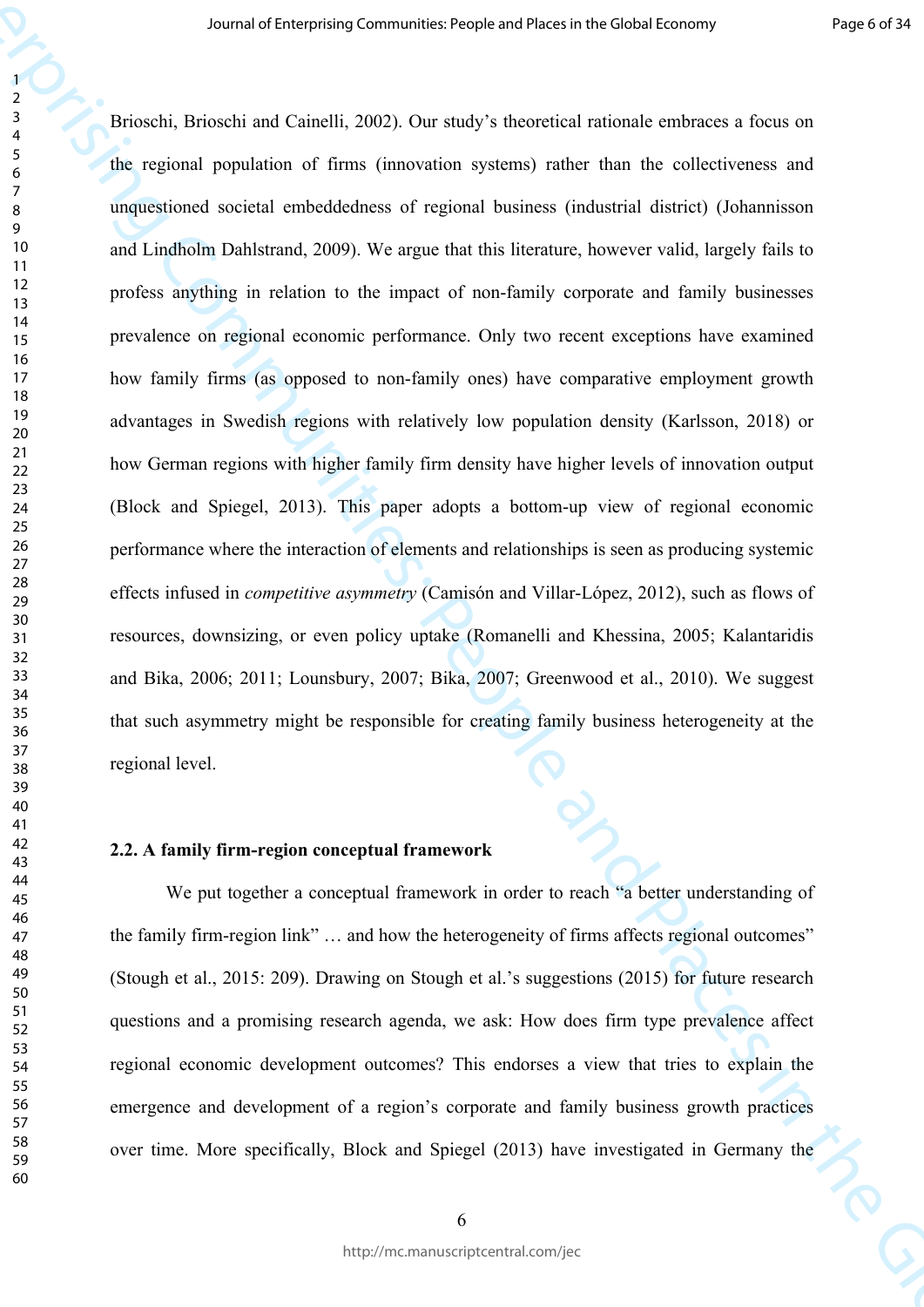Brioschi, Brioschi and Cainelli, 2002). Our study's theoretical rationale embraces a focus on the regional population of firms (innovation systems) rather than the collectiveness and unquestioned societal embeddedness of regional business (industrial district) (Johannisson and Lindholm Dahlstrand, 2009). We argue that this literature, however valid, largely fails to profess anything in relation to the impact of non-family corporate and family businesses prevalence on regional economic performance. Only two recent exceptions have examined how family firms (as opposed to non-family ones) have comparative employment growth advantages in Swedish regions with relatively low population density (Karlsson, 2018) or how German regions with higher family firm density have higher levels of innovation output (Block and Spiegel, 2013). This paper adopts a bottom-up view of regional economic performance where the interaction of elements and relationships is seen as producing systemic effects infused in *competitive asymmetry* (Camisón and Villar-López, 2012), such as flows of resources, downsizing, or even policy uptake (Romanelli and Khessina, 2005; Kalantaridis and Bika, 2006; 2011; Lounsbury, 2007; Bika, 2007; Greenwood et al., 2010). We suggest that such asymmetry might be responsible for creating family business heterogeneity at the regional level.

### 2.2. A family firm-region conceptual framework

We put together a conceptual framework in order to reach "a better understanding of the family firm-region link" … and how the heterogeneity of firms affects regional outcomes" (Stough et al., 2015: 209). Drawing on Stough et al.'s suggestions (2015) for future research questions and a promising research agenda, we ask: How does firm type prevalence affect regional economic development outcomes? This endorses a view that tries to explain the emergence and development of a region's corporate and family business growth practices over time. More specifically, Block and Spiegel (2013) have investigated in Germany the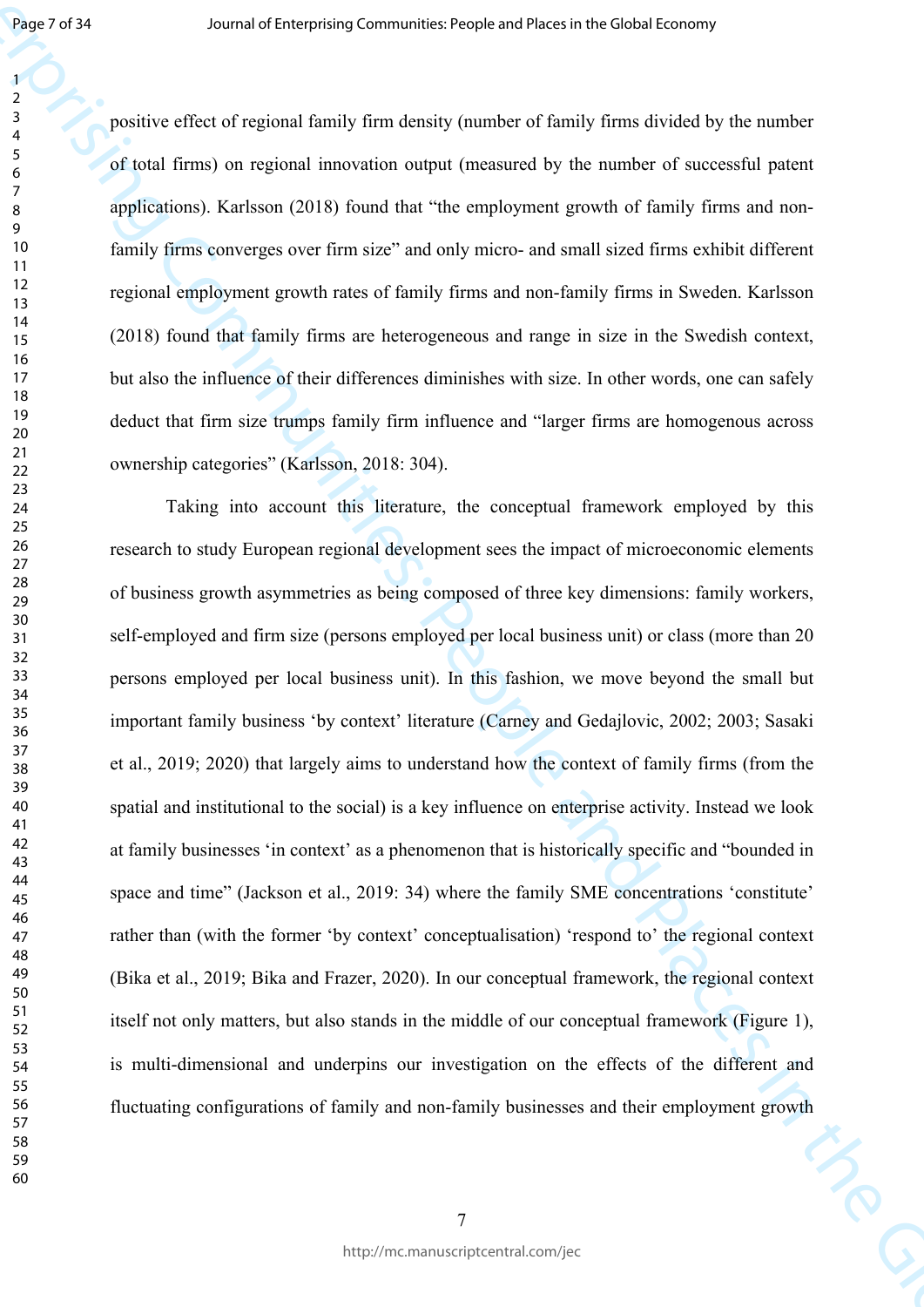positive effect of regional family firm density (number of family firms divided by the number of total firms) on regional innovation output (measured by the number of successful patent applications). Karlsson (2018) found that "the employment growth of family firms and non-family firms converges over firm size" and only micro- and small sized firms exhibit different regional employment growth rates of family firms and non-family firms in Sweden. Karlsson (2018) found that family firms are heterogeneous and range in size in the Swedish context, but also the influence of their differences diminishes with size. In other words, one can safely deduct that firm size trumps family firm influence and "larger firms are homogenous across ownership categories" (Karlsson, 2018: 304).

Taking into account this literature, the conceptual framework employed by this research to study European regional development sees the impact of microeconomic elements of business growth asymmetries as being composed of three key dimensions: family workers, self-employed and firm size (persons employed per local business unit) or class (more than 20 persons employed per local business unit). In this fashion, we move beyond the small but important family business 'by context' literature (Carney and Gedajlovic, 2002; 2003; Sasaki et al., 2019; 2020) that largely aims to understand how the context of family firms (from the spatial and institutional to the social) is a key influence on enterprise activity. Instead we look at family businesses 'in context' as a phenomenon that is historically specific and "bounded in space and time" (Jackson et al., 2019: 34) where the family SME concentrations 'constitute' rather than (with the former 'by context' conceptualisation) 'respond to' the regional context (Bika et al., 2019; Bika and Frazer, 2020). In our conceptual framework, the regional context itself not only matters, but also stands in the middle of our conceptual framework (Figure 1), is multi-dimensional and underpins our investigation on the effects of the different and fluctuating configurations of family and non-family businesses and their employment growth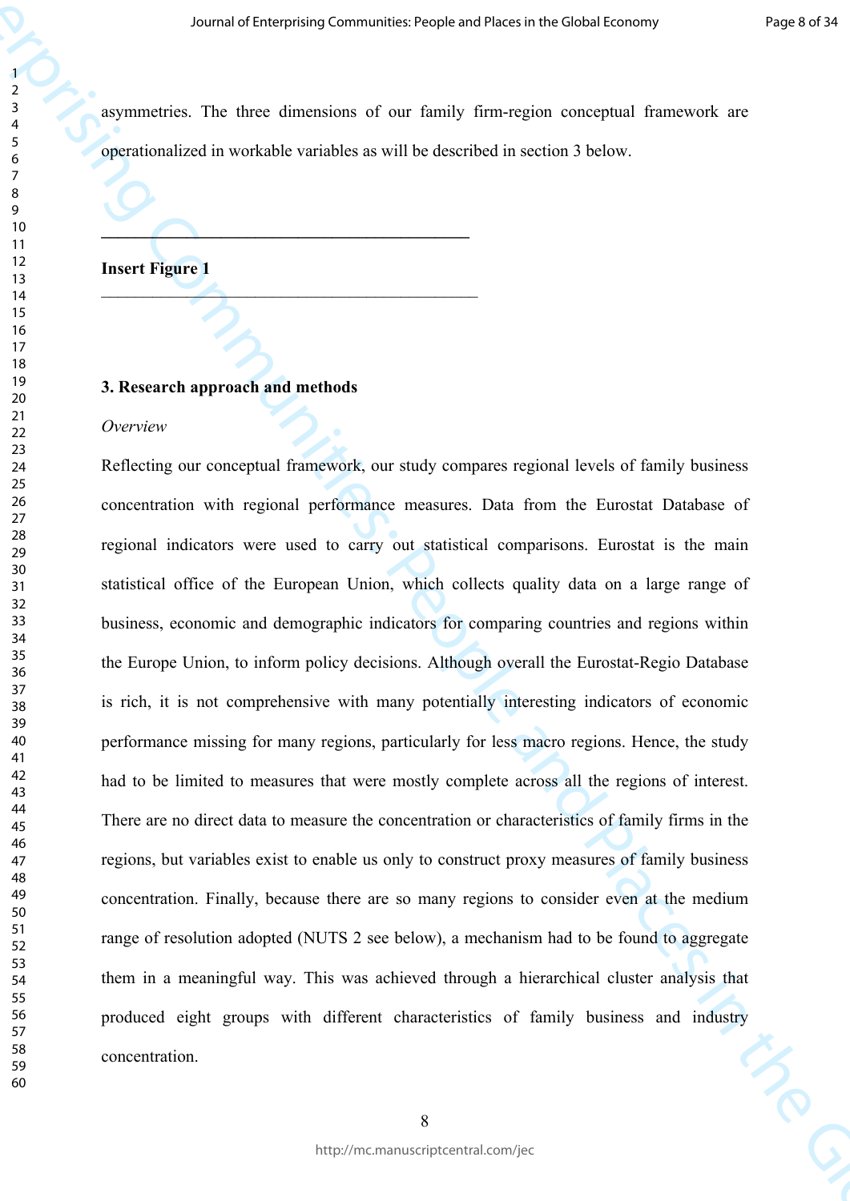asymmetries. The three dimensions of our family firm-region conceptual framework are operationalized in workable variables as will be described in section 3 below.

---

**Insert Figure 1**

---

## 3. Research approach and methods

*Overview*

Reflecting our conceptual framework, our study compares regional levels of family business concentration with regional performance measures. Data from the Eurostat Database of regional indicators were used to carry out statistical comparisons. Eurostat is the main statistical office of the European Union, which collects quality data on a large range of business, economic and demographic indicators for comparing countries and regions within the Europe Union, to inform policy decisions. Although overall the Eurostat-Regio Database is rich, it is not comprehensive with many potentially interesting indicators of economic performance missing for many regions, particularly for less macro regions. Hence, the study had to be limited to measures that were mostly complete across all the regions of interest. There are no direct data to measure the concentration or characteristics of family firms in the regions, but variables exist to enable us only to construct proxy measures of family business concentration. Finally, because there are so many regions to consider even at the medium range of resolution adopted (NUTS 2 see below), a mechanism had to be found to aggregate them in a meaningful way. This was achieved through a hierarchical cluster analysis that produced eight groups with different characteristics of family business and industry concentration.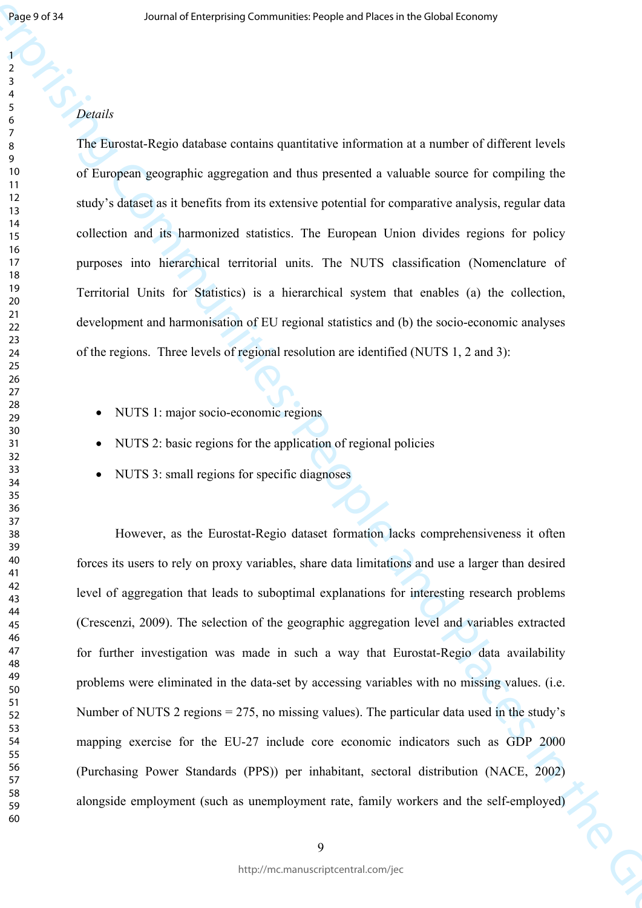*Details*

The Eurostat-Regio database contains quantitative information at a number of different levels of European geographic aggregation and thus presented a valuable source for compiling the study's dataset as it benefits from its extensive potential for comparative analysis, regular data collection and its harmonized statistics. The European Union divides regions for policy purposes into hierarchical territorial units. The NUTS classification (Nomenclature of Territorial Units for Statistics) is a hierarchical system that enables (a) the collection, development and harmonisation of EU regional statistics and (b) the socio-economic analyses of the regions. Three levels of regional resolution are identified (NUTS 1, 2 and 3):

- NUTS 1: major socio-economic regions
- NUTS 2: basic regions for the application of regional policies
- NUTS 3: small regions for specific diagnoses

However, as the Eurostat-Regio dataset formation lacks comprehensiveness it often forces its users to rely on proxy variables, share data limitations and use a larger than desired level of aggregation that leads to suboptimal explanations for interesting research problems (Crescenzi, 2009). The selection of the geographic aggregation level and variables extracted for further investigation was made in such a way that Eurostat-Regio data availability problems were eliminated in the data-set by accessing variables with no missing values. (i.e. Number of NUTS 2 regions = 275, no missing values). The particular data used in the study's mapping exercise for the EU-27 include core economic indicators such as GDP 2000 (Purchasing Power Standards (PPS)) per inhabitant, sectoral distribution (NACE, 2002) alongside employment (such as unemployment rate, family workers and the self-employed)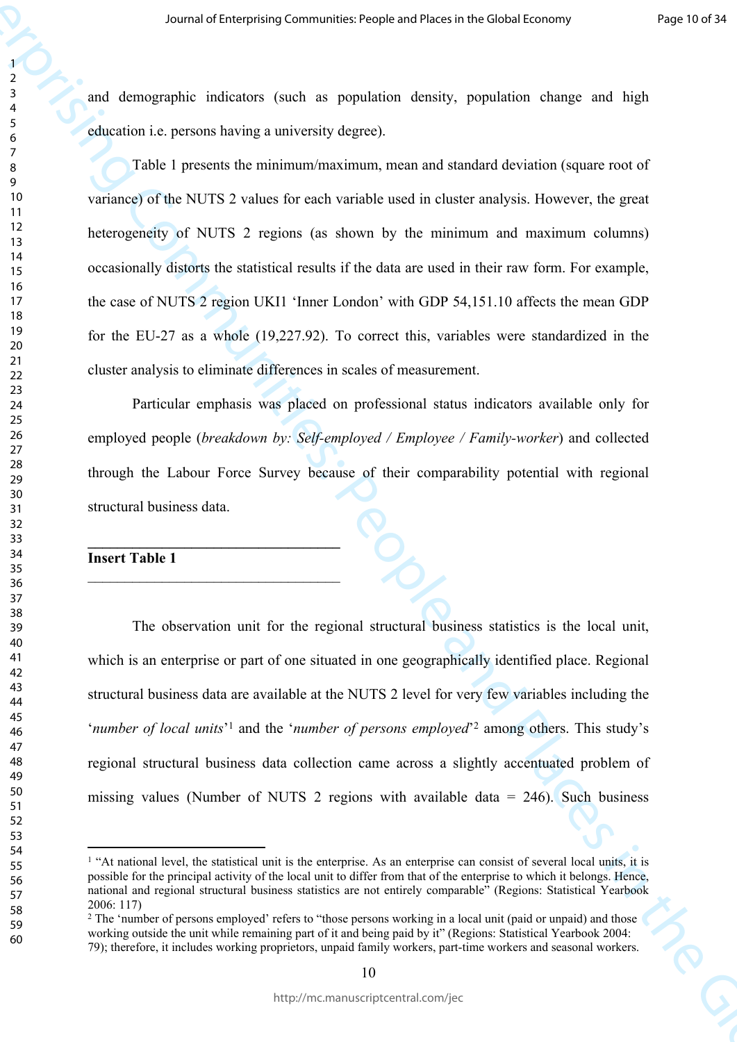and demographic indicators (such as population density, population change and high education i.e. persons having a university degree).

Table 1 presents the minimum/maximum, mean and standard deviation (square root of variance) of the NUTS 2 values for each variable used in cluster analysis. However, the great heterogeneity of NUTS 2 regions (as shown by the minimum and maximum columns) occasionally distorts the statistical results if the data are used in their raw form. For example, the case of NUTS 2 region UKI1 'Inner London' with GDP 54,151.10 affects the mean GDP for the EU-27 as a whole (19,227.92). To correct this, variables were standardized in the cluster analysis to eliminate differences in scales of measurement.

Particular emphasis was placed on professional status indicators available only for employed people (*breakdown by: Self-employed / Employee / Family-worker*) and collected through the Labour Force Survey because of their comparability potential with regional structural business data.

**Insert Table 1**

The observation unit for the regional structural business statistics is the local unit, which is an enterprise or part of one situated in one geographically identified place. Regional structural business data are available at the NUTS 2 level for very few variables including the '*number of local units*'[1] and the '*number of persons employed*'[2] among others. This study's regional structural business data collection came across a slightly accentuated problem of missing values (Number of NUTS 2 regions with available data = 246). Such business

---

[1] "At national level, the statistical unit is the enterprise. As an enterprise can consist of several local units, it is possible for the principal activity of the local unit to differ from that of the enterprise to which it belongs. Hence, national and regional structural business statistics are not entirely comparable" (Regions: Statistical Yearbook 2006: 117)

[2] The 'number of persons employed' refers to "those persons working in a local unit (paid or unpaid) and those working outside the unit while remaining part of it and being paid by it" (Regions: Statistical Yearbook 2004: 79); therefore, it includes working proprietors, unpaid family workers, part-time workers and seasonal workers.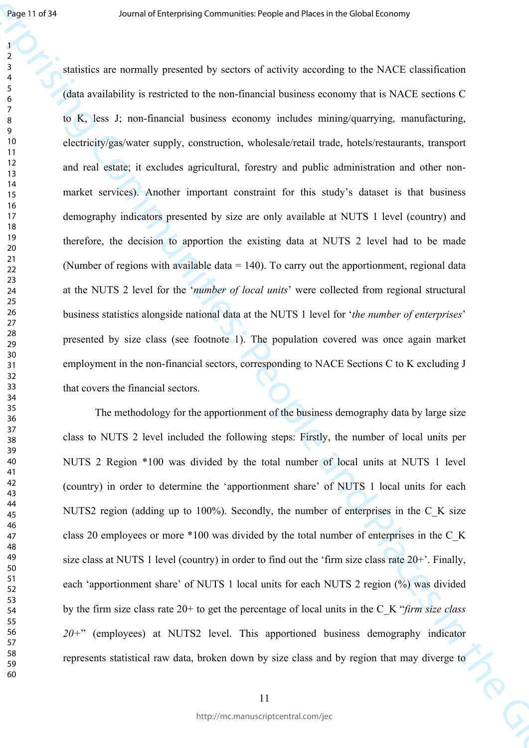statistics are normally presented by sectors of activity according to the NACE classification (data availability is restricted to the non-financial business economy that is NACE sections C to K, less J; non-financial business economy includes mining/quarrying, manufacturing, electricity/gas/water supply, construction, wholesale/retail trade, hotels/restaurants, transport and real estate; it excludes agricultural, forestry and public administration and other non-market services). Another important constraint for this study's dataset is that business demography indicators presented by size are only available at NUTS 1 level (country) and therefore, the decision to apportion the existing data at NUTS 2 level had to be made (Number of regions with available data = 140). To carry out the apportionment, regional data at the NUTS 2 level for the '*number of local units*' were collected from regional structural business statistics alongside national data at the NUTS 1 level for '*the number of enterprises*' presented by size class (see footnote 1). The population covered was once again market employment in the non-financial sectors, corresponding to NACE Sections C to K excluding J that covers the financial sectors.

The methodology for the apportionment of the business demography data by large size class to NUTS 2 level included the following steps: Firstly, the number of local units per NUTS 2 Region *100 was divided by the total number of local units at NUTS 1 level (country) in order to determine the 'apportionment share' of NUTS 1 local units for each NUTS2 region (adding up to 100%). Secondly, the number of enterprises in the C_K size class 20 employees or more *100 was divided by the total number of enterprises in the C_K size class at NUTS 1 level (country) in order to find out the 'firm size class rate 20+'. Finally, each 'apportionment share' of NUTS 1 local units for each NUTS 2 region (%) was divided by the firm size class rate 20+ to get the percentage of local units in the C_K "*firm size class 20+*" (employees) at NUTS2 level. This apportioned business demography indicator represents statistical raw data, broken down by size class and by region that may diverge to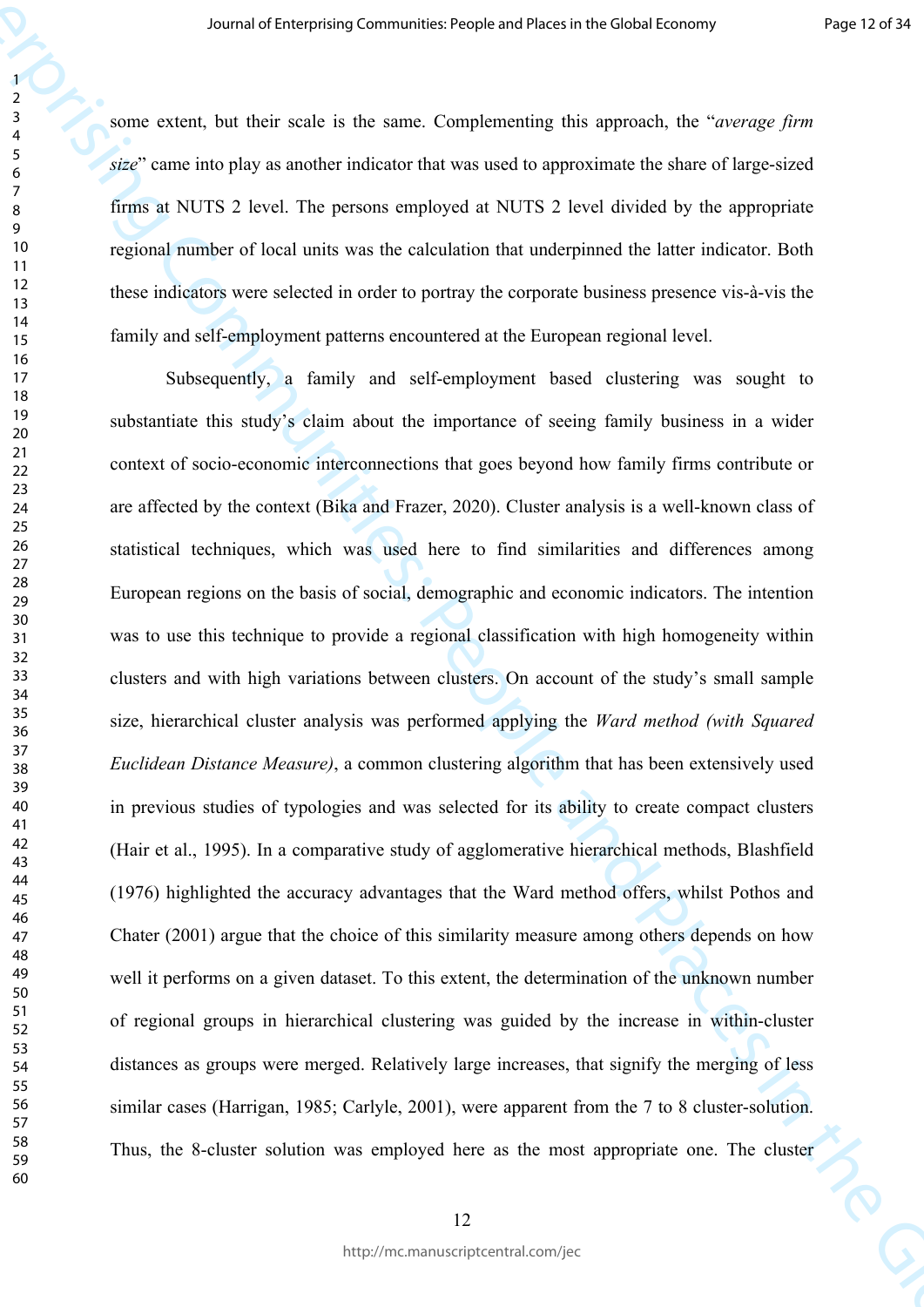some extent, but their scale is the same. Complementing this approach, the "*average firm size*" came into play as another indicator that was used to approximate the share of large-sized firms at NUTS 2 level. The persons employed at NUTS 2 level divided by the appropriate regional number of local units was the calculation that underpinned the latter indicator. Both these indicators were selected in order to portray the corporate business presence vis-à-vis the family and self-employment patterns encountered at the European regional level.

Subsequently, a family and self-employment based clustering was sought to substantiate this study's claim about the importance of seeing family business in a wider context of socio-economic interconnections that goes beyond how family firms contribute or are affected by the context (Bika and Frazer, 2020). Cluster analysis is a well-known class of statistical techniques, which was used here to find similarities and differences among European regions on the basis of social, demographic and economic indicators. The intention was to use this technique to provide a regional classification with high homogeneity within clusters and with high variations between clusters. On account of the study's small sample size, hierarchical cluster analysis was performed applying the *Ward method (with Squared Euclidean Distance Measure)*, a common clustering algorithm that has been extensively used in previous studies of typologies and was selected for its ability to create compact clusters (Hair et al., 1995). In a comparative study of agglomerative hierarchical methods, Blashfield (1976) highlighted the accuracy advantages that the Ward method offers, whilst Pothos and Chater (2001) argue that the choice of this similarity measure among others depends on how well it performs on a given dataset. To this extent, the determination of the unknown number of regional groups in hierarchical clustering was guided by the increase in within-cluster distances as groups were merged. Relatively large increases, that signify the merging of less similar cases (Harrigan, 1985; Carlyle, 2001), were apparent from the 7 to 8 cluster-solution. Thus, the 8-cluster solution was employed here as the most appropriate one. The cluster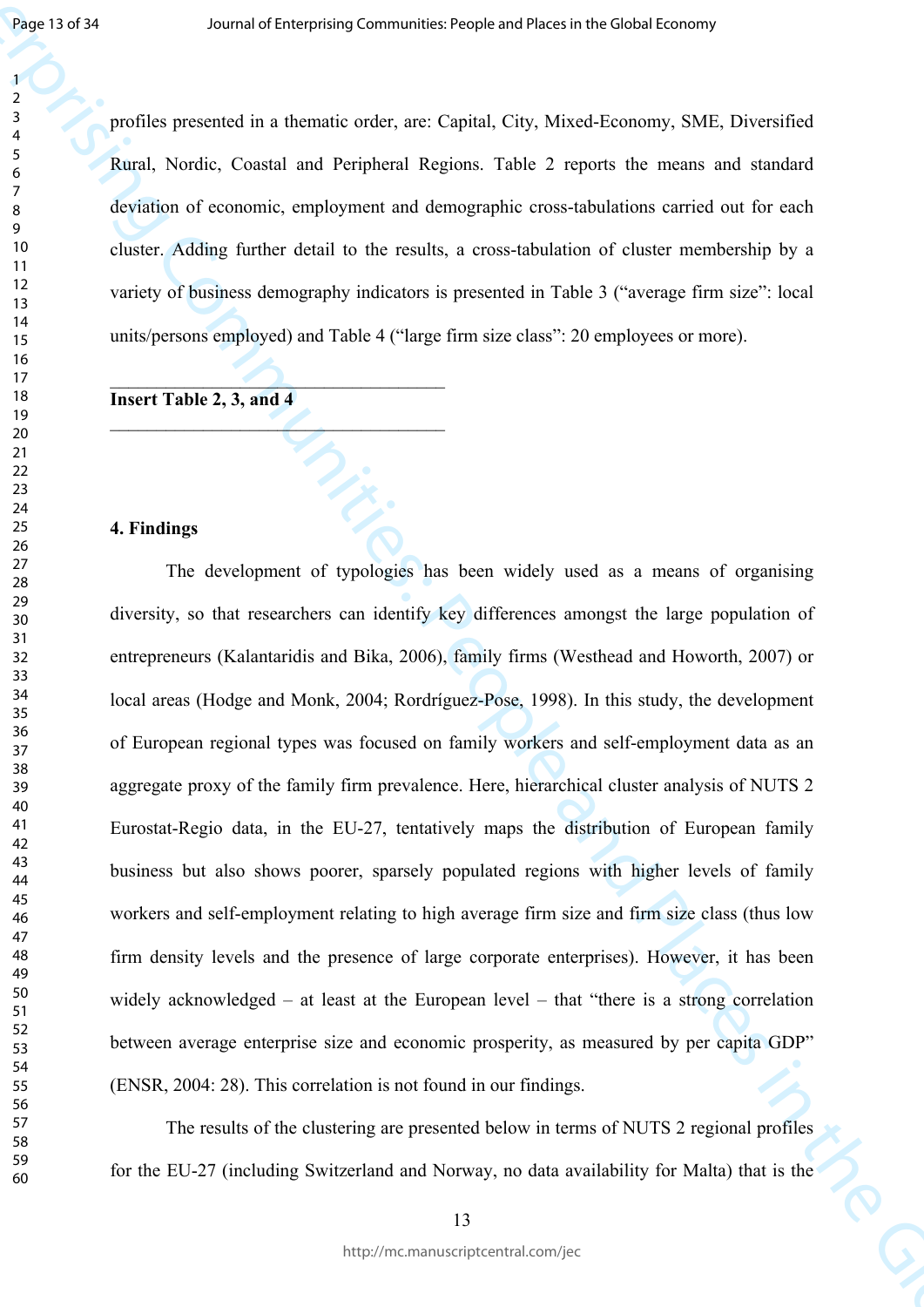profiles presented in a thematic order, are: Capital, City, Mixed-Economy, SME, Diversified Rural, Nordic, Coastal and Peripheral Regions. Table 2 reports the means and standard deviation of economic, employment and demographic cross-tabulations carried out for each cluster. Adding further detail to the results, a cross-tabulation of cluster membership by a variety of business demography indicators is presented in Table 3 ("average firm size": local units/persons employed) and Table 4 ("large firm size class": 20 employees or more).

---

**Insert Table 2, 3, and 4**

---

## 4. Findings

The development of typologies has been widely used as a means of organising diversity, so that researchers can identify key differences amongst the large population of entrepreneurs (Kalantaridis and Bika, 2006), family firms (Westhead and Howorth, 2007) or local areas (Hodge and Monk, 2004; Rordríguez-Pose, 1998). In this study, the development of European regional types was focused on family workers and self-employment data as an aggregate proxy of the family firm prevalence. Here, hierarchical cluster analysis of NUTS 2 Eurostat-Regio data, in the EU-27, tentatively maps the distribution of European family business but also shows poorer, sparsely populated regions with higher levels of family workers and self-employment relating to high average firm size and firm size class (thus low firm density levels and the presence of large corporate enterprises). However, it has been widely acknowledged – at least at the European level – that "there is a strong correlation between average enterprise size and economic prosperity, as measured by per capita GDP" (ENSR, 2004: 28). This correlation is not found in our findings.

The results of the clustering are presented below in terms of NUTS 2 regional profiles for the EU-27 (including Switzerland and Norway, no data availability for Malta) that is the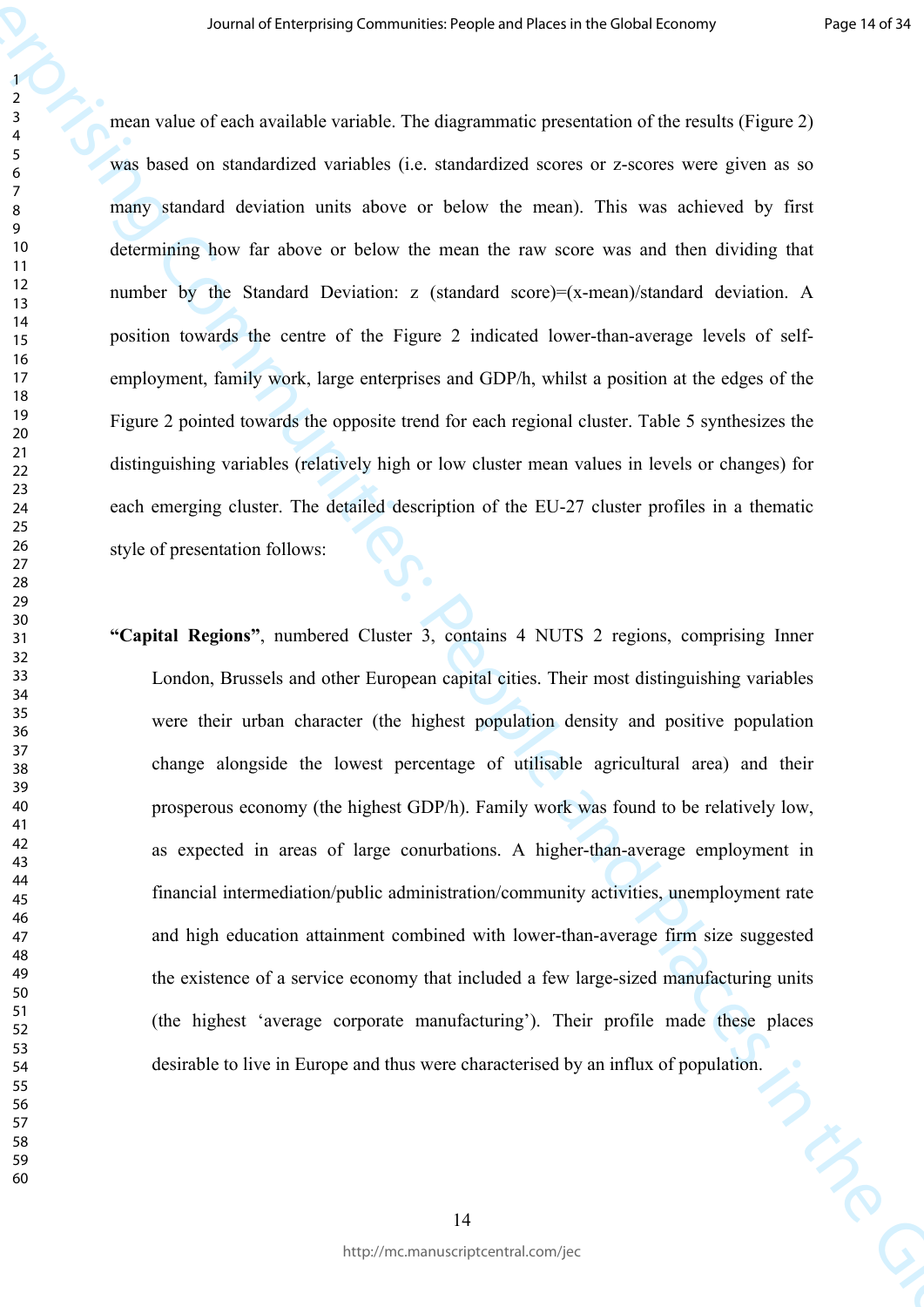mean value of each available variable. The diagrammatic presentation of the results (Figure 2) was based on standardized variables (i.e. standardized scores or z-scores were given as so many standard deviation units above or below the mean). This was achieved by first determining how far above or below the mean the raw score was and then dividing that number by the Standard Deviation: z (standard score)=(x-mean)/standard deviation. A position towards the centre of the Figure 2 indicated lower-than-average levels of self-employment, family work, large enterprises and GDP/h, whilst a position at the edges of the Figure 2 pointed towards the opposite trend for each regional cluster. Table 5 synthesizes the distinguishing variables (relatively high or low cluster mean values in levels or changes) for each emerging cluster. The detailed description of the EU-27 cluster profiles in a thematic style of presentation follows:

**"Capital Regions"**, numbered Cluster 3, contains 4 NUTS 2 regions, comprising Inner London, Brussels and other European capital cities. Their most distinguishing variables were their urban character (the highest population density and positive population change alongside the lowest percentage of utilisable agricultural area) and their prosperous economy (the highest GDP/h). Family work was found to be relatively low, as expected in areas of large conurbations. A higher-than-average employment in financial intermediation/public administration/community activities, unemployment rate and high education attainment combined with lower-than-average firm size suggested the existence of a service economy that included a few large-sized manufacturing units (the highest 'average corporate manufacturing'). Their profile made these places desirable to live in Europe and thus were characterised by an influx of population.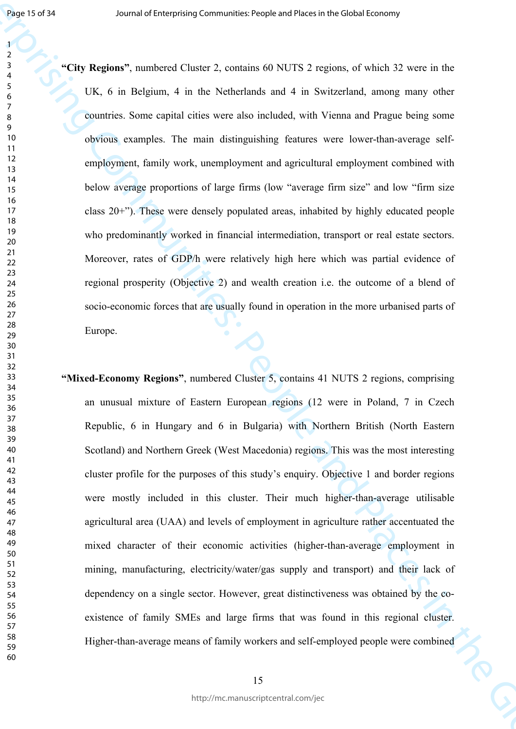**"City Regions"**, numbered Cluster 2, contains 60 NUTS 2 regions, of which 32 were in the UK, 6 in Belgium, 4 in the Netherlands and 4 in Switzerland, among many other countries. Some capital cities were also included, with Vienna and Prague being some obvious examples. The main distinguishing features were lower-than-average self-employment, family work, unemployment and agricultural employment combined with below average proportions of large firms (low "average firm size" and low "firm size class 20+"). These were densely populated areas, inhabited by highly educated people who predominantly worked in financial intermediation, transport or real estate sectors. Moreover, rates of GDP/h were relatively high here which was partial evidence of regional prosperity (Objective 2) and wealth creation i.e. the outcome of a blend of socio-economic forces that are usually found in operation in the more urbanised parts of Europe.

**"Mixed-Economy Regions"**, numbered Cluster 5, contains 41 NUTS 2 regions, comprising an unusual mixture of Eastern European regions (12 were in Poland, 7 in Czech Republic, 6 in Hungary and 6 in Bulgaria) with Northern British (North Eastern Scotland) and Northern Greek (West Macedonia) regions. This was the most interesting cluster profile for the purposes of this study's enquiry. Objective 1 and border regions were mostly included in this cluster. Their much higher-than-average utilisable agricultural area (UAA) and levels of employment in agriculture rather accentuated the mixed character of their economic activities (higher-than-average employment in mining, manufacturing, electricity/water/gas supply and transport) and their lack of dependency on a single sector. However, great distinctiveness was obtained by the co-existence of family SMEs and large firms that was found in this regional cluster. Higher-than-average means of family workers and self-employed people were combined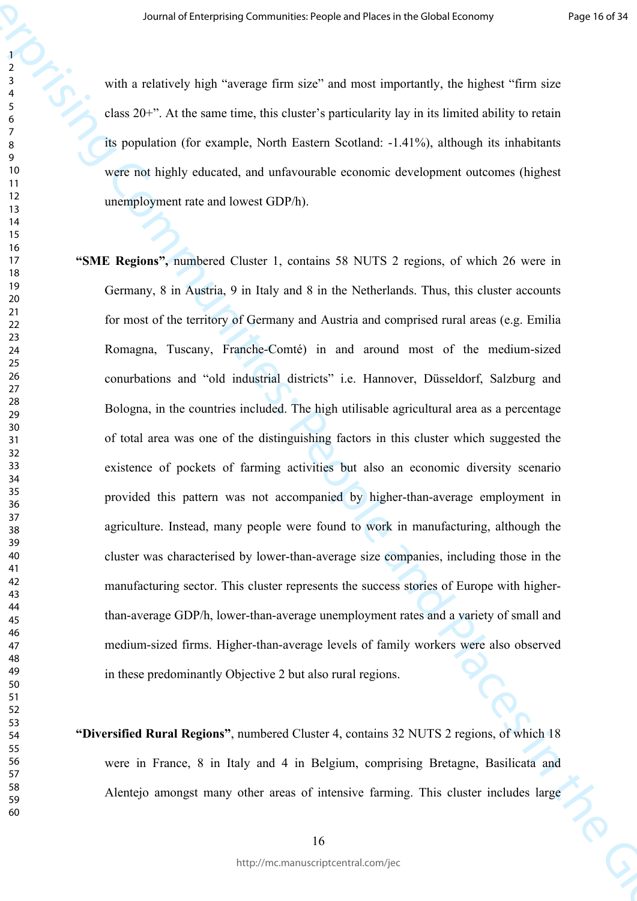with a relatively high "average firm size" and most importantly, the highest "firm size class 20+". At the same time, this cluster's particularity lay in its limited ability to retain its population (for example, North Eastern Scotland: -1.41%), although its inhabitants were not highly educated, and unfavourable economic development outcomes (highest unemployment rate and lowest GDP/h).

**"SME Regions",** numbered Cluster 1, contains 58 NUTS 2 regions, of which 26 were in Germany, 8 in Austria, 9 in Italy and 8 in the Netherlands. Thus, this cluster accounts for most of the territory of Germany and Austria and comprised rural areas (e.g. Emilia Romagna, Tuscany, Franche-Comté) in and around most of the medium-sized conurbations and "old industrial districts" i.e. Hannover, Düsseldorf, Salzburg and Bologna, in the countries included. The high utilisable agricultural area as a percentage of total area was one of the distinguishing factors in this cluster which suggested the existence of pockets of farming activities but also an economic diversity scenario provided this pattern was not accompanied by higher-than-average employment in agriculture. Instead, many people were found to work in manufacturing, although the cluster was characterised by lower-than-average size companies, including those in the manufacturing sector. This cluster represents the success stories of Europe with higher-than-average GDP/h, lower-than-average unemployment rates and a variety of small and medium-sized firms. Higher-than-average levels of family workers were also observed in these predominantly Objective 2 but also rural regions.

**"Diversified Rural Regions"**, numbered Cluster 4, contains 32 NUTS 2 regions, of which 18 were in France, 8 in Italy and 4 in Belgium, comprising Bretagne, Basilicata and Alentejo amongst many other areas of intensive farming. This cluster includes large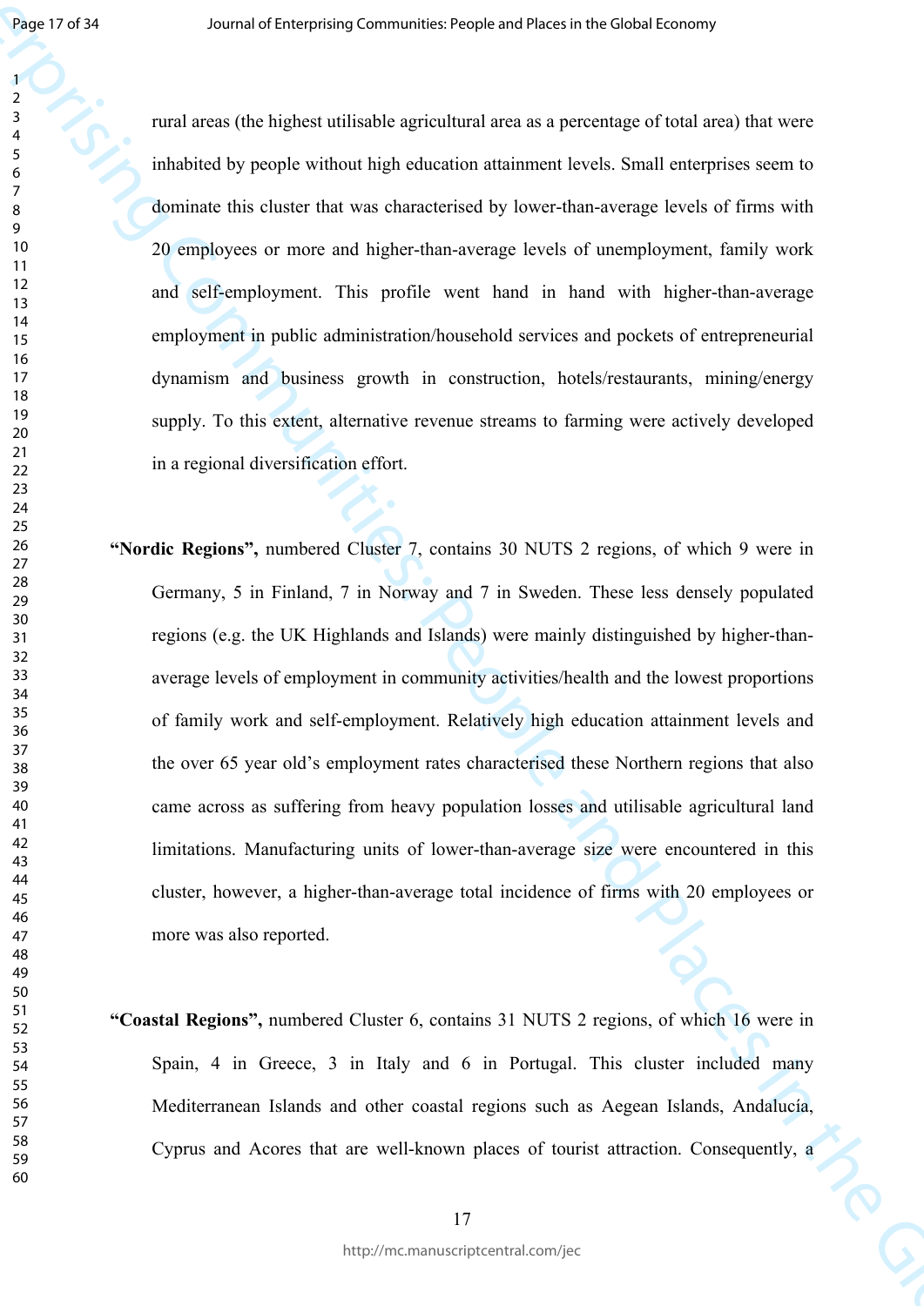rural areas (the highest utilisable agricultural area as a percentage of total area) that were inhabited by people without high education attainment levels. Small enterprises seem to dominate this cluster that was characterised by lower-than-average levels of firms with 20 employees or more and higher-than-average levels of unemployment, family work and self-employment. This profile went hand in hand with higher-than-average employment in public administration/household services and pockets of entrepreneurial dynamism and business growth in construction, hotels/restaurants, mining/energy supply. To this extent, alternative revenue streams to farming were actively developed in a regional diversification effort.

**"Nordic Regions",** numbered Cluster 7, contains 30 NUTS 2 regions, of which 9 were in Germany, 5 in Finland, 7 in Norway and 7 in Sweden. These less densely populated regions (e.g. the UK Highlands and Islands) were mainly distinguished by higher-than-average levels of employment in community activities/health and the lowest proportions of family work and self-employment. Relatively high education attainment levels and the over 65 year old's employment rates characterised these Northern regions that also came across as suffering from heavy population losses and utilisable agricultural land limitations. Manufacturing units of lower-than-average size were encountered in this cluster, however, a higher-than-average total incidence of firms with 20 employees or more was also reported.

**"Coastal Regions",** numbered Cluster 6, contains 31 NUTS 2 regions, of which 16 were in Spain, 4 in Greece, 3 in Italy and 6 in Portugal. This cluster included many Mediterranean Islands and other coastal regions such as Aegean Islands, Andalucía, Cyprus and Acores that are well-known places of tourist attraction. Consequently, a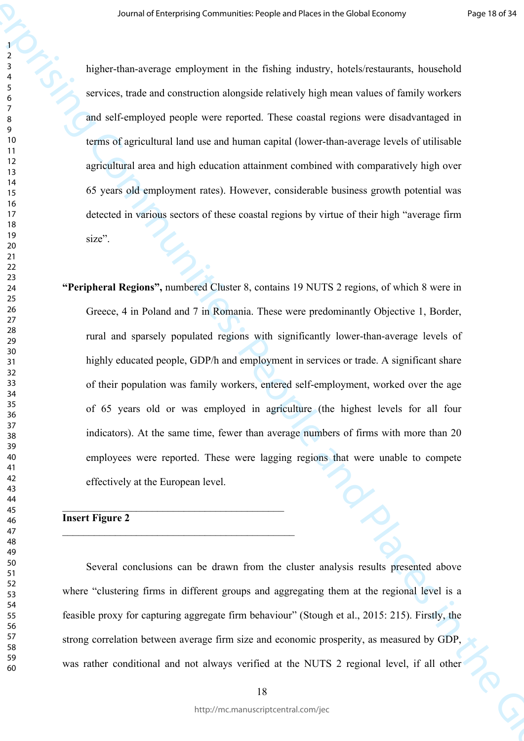higher-than-average employment in the fishing industry, hotels/restaurants, household services, trade and construction alongside relatively high mean values of family workers and self-employed people were reported. These coastal regions were disadvantaged in terms of agricultural land use and human capital (lower-than-average levels of utilisable agricultural area and high education attainment combined with comparatively high over 65 years old employment rates). However, considerable business growth potential was detected in various sectors of these coastal regions by virtue of their high "average firm size".

**"Peripheral Regions",** numbered Cluster 8, contains 19 NUTS 2 regions, of which 8 were in Greece, 4 in Poland and 7 in Romania. These were predominantly Objective 1, Border, rural and sparsely populated regions with significantly lower-than-average levels of highly educated people, GDP/h and employment in services or trade. A significant share of their population was family workers, entered self-employment, worked over the age of 65 years old or was employed in agriculture (the highest levels for all four indicators). At the same time, fewer than average numbers of firms with more than 20 employees were reported. These were lagging regions that were unable to compete effectively at the European level.

---

**Insert Figure 2**

---

Several conclusions can be drawn from the cluster analysis results presented above where "clustering firms in different groups and aggregating them at the regional level is a feasible proxy for capturing aggregate firm behaviour" (Stough et al., 2015: 215). Firstly, the strong correlation between average firm size and economic prosperity, as measured by GDP, was rather conditional and not always verified at the NUTS 2 regional level, if all other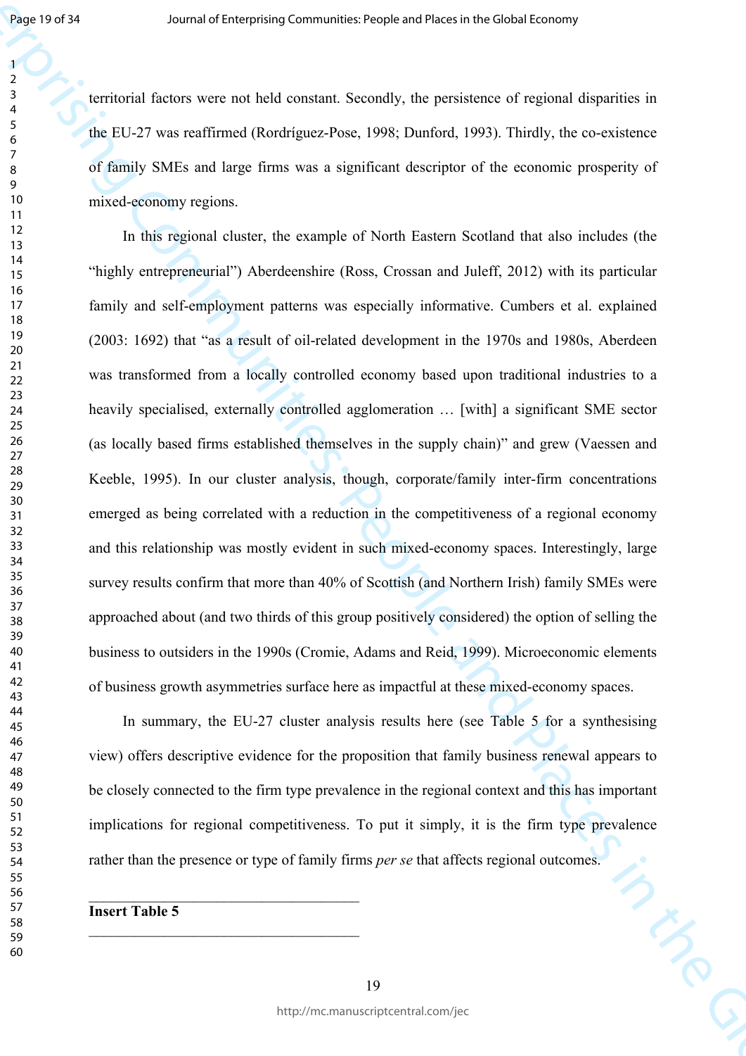territorial factors were not held constant. Secondly, the persistence of regional disparities in the EU-27 was reaffirmed (Rordríguez-Pose, 1998; Dunford, 1993). Thirdly, the co-existence of family SMEs and large firms was a significant descriptor of the economic prosperity of mixed-economy regions.

In this regional cluster, the example of North Eastern Scotland that also includes (the "highly entrepreneurial") Aberdeenshire (Ross, Crossan and Juleff, 2012) with its particular family and self-employment patterns was especially informative. Cumbers et al. explained (2003: 1692) that "as a result of oil-related development in the 1970s and 1980s, Aberdeen was transformed from a locally controlled economy based upon traditional industries to a heavily specialised, externally controlled agglomeration … [with] a significant SME sector (as locally based firms established themselves in the supply chain)" and grew (Vaessen and Keeble, 1995). In our cluster analysis, though, corporate/family inter-firm concentrations emerged as being correlated with a reduction in the competitiveness of a regional economy and this relationship was mostly evident in such mixed-economy spaces. Interestingly, large survey results confirm that more than 40% of Scottish (and Northern Irish) family SMEs were approached about (and two thirds of this group positively considered) the option of selling the business to outsiders in the 1990s (Cromie, Adams and Reid, 1999). Microeconomic elements of business growth asymmetries surface here as impactful at these mixed-economy spaces.

In summary, the EU-27 cluster analysis results here (see Table 5 for a synthesising view) offers descriptive evidence for the proposition that family business renewal appears to be closely connected to the firm type prevalence in the regional context and this has important implications for regional competitiveness. To put it simply, it is the firm type prevalence rather than the presence or type of family firms *per se* that affects regional outcomes.

---

**Insert Table 5**

---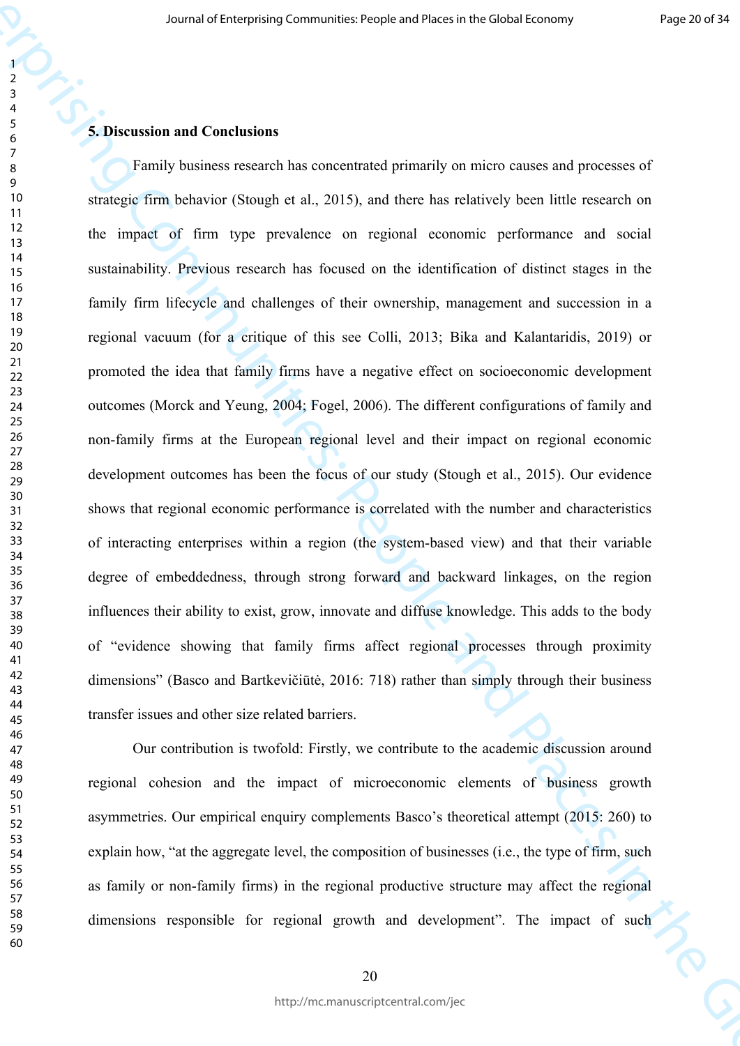## 5. Discussion and Conclusions

Family business research has concentrated primarily on micro causes and processes of strategic firm behavior (Stough et al., 2015), and there has relatively been little research on the impact of firm type prevalence on regional economic performance and social sustainability. Previous research has focused on the identification of distinct stages in the family firm lifecycle and challenges of their ownership, management and succession in a regional vacuum (for a critique of this see Colli, 2013; Bika and Kalantaridis, 2019) or promoted the idea that family firms have a negative effect on socioeconomic development outcomes (Morck and Yeung, 2004; Fogel, 2006). The different configurations of family and non-family firms at the European regional level and their impact on regional economic development outcomes has been the focus of our study (Stough et al., 2015). Our evidence shows that regional economic performance is correlated with the number and characteristics of interacting enterprises within a region (the system-based view) and that their variable degree of embeddedness, through strong forward and backward linkages, on the region influences their ability to exist, grow, innovate and diffuse knowledge. This adds to the body of "evidence showing that family firms affect regional processes through proximity dimensions" (Basco and Bartkevičiūtė, 2016: 718) rather than simply through their business transfer issues and other size related barriers.

Our contribution is twofold: Firstly, we contribute to the academic discussion around regional cohesion and the impact of microeconomic elements of business growth asymmetries. Our empirical enquiry complements Basco's theoretical attempt (2015: 260) to explain how, "at the aggregate level, the composition of businesses (i.e., the type of firm, such as family or non-family firms) in the regional productive structure may affect the regional dimensions responsible for regional growth and development". The impact of such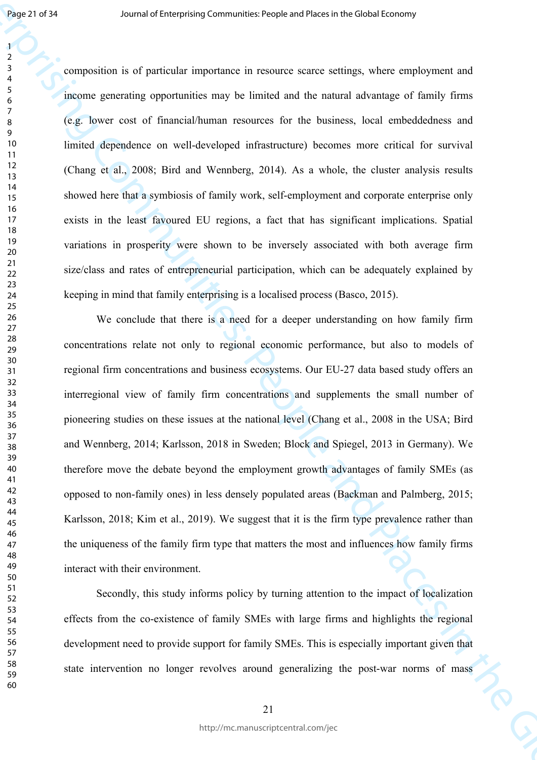composition is of particular importance in resource scarce settings, where employment and income generating opportunities may be limited and the natural advantage of family firms (e.g. lower cost of financial/human resources for the business, local embeddedness and limited dependence on well-developed infrastructure) becomes more critical for survival (Chang et al., 2008; Bird and Wennberg, 2014). As a whole, the cluster analysis results showed here that a symbiosis of family work, self-employment and corporate enterprise only exists in the least favoured EU regions, a fact that has significant implications. Spatial variations in prosperity were shown to be inversely associated with both average firm size/class and rates of entrepreneurial participation, which can be adequately explained by keeping in mind that family enterprising is a localised process (Basco, 2015).

We conclude that there is a need for a deeper understanding on how family firm concentrations relate not only to regional economic performance, but also to models of regional firm concentrations and business ecosystems. Our EU-27 data based study offers an interregional view of family firm concentrations and supplements the small number of pioneering studies on these issues at the national level (Chang et al., 2008 in the USA; Bird and Wennberg, 2014; Karlsson, 2018 in Sweden; Block and Spiegel, 2013 in Germany). We therefore move the debate beyond the employment growth advantages of family SMEs (as opposed to non-family ones) in less densely populated areas (Backman and Palmberg, 2015; Karlsson, 2018; Kim et al., 2019). We suggest that it is the firm type prevalence rather than the uniqueness of the family firm type that matters the most and influences how family firms interact with their environment.

Secondly, this study informs policy by turning attention to the impact of localization effects from the co-existence of family SMEs with large firms and highlights the regional development need to provide support for family SMEs. This is especially important given that state intervention no longer revolves around generalizing the post-war norms of mass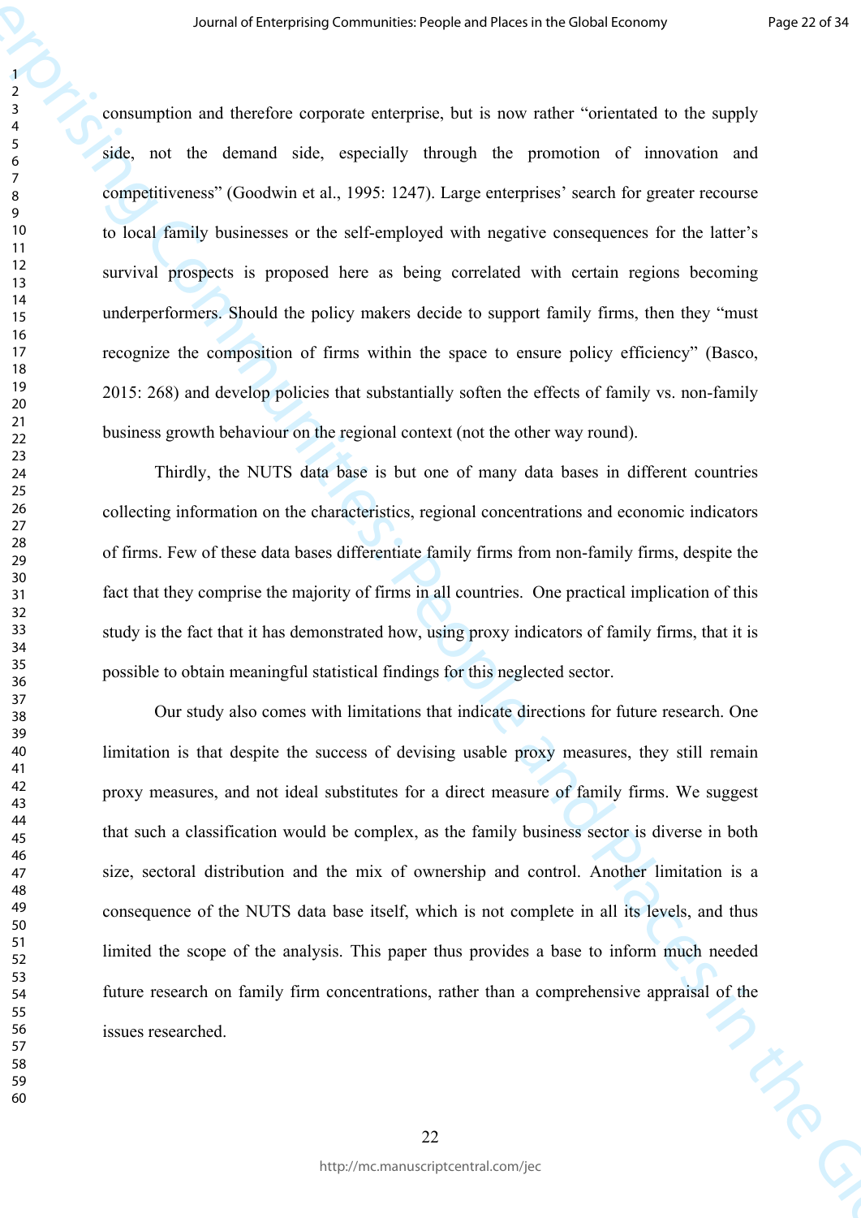consumption and therefore corporate enterprise, but is now rather "orientated to the supply side, not the demand side, especially through the promotion of innovation and competitiveness" (Goodwin et al., 1995: 1247). Large enterprises' search for greater recourse to local family businesses or the self-employed with negative consequences for the latter's survival prospects is proposed here as being correlated with certain regions becoming underperformers. Should the policy makers decide to support family firms, then they "must recognize the composition of firms within the space to ensure policy efficiency" (Basco, 2015: 268) and develop policies that substantially soften the effects of family vs. non-family business growth behaviour on the regional context (not the other way round).

Thirdly, the NUTS data base is but one of many data bases in different countries collecting information on the characteristics, regional concentrations and economic indicators of firms. Few of these data bases differentiate family firms from non-family firms, despite the fact that they comprise the majority of firms in all countries. One practical implication of this study is the fact that it has demonstrated how, using proxy indicators of family firms, that it is possible to obtain meaningful statistical findings for this neglected sector.

Our study also comes with limitations that indicate directions for future research. One limitation is that despite the success of devising usable proxy measures, they still remain proxy measures, and not ideal substitutes for a direct measure of family firms. We suggest that such a classification would be complex, as the family business sector is diverse in both size, sectoral distribution and the mix of ownership and control. Another limitation is a consequence of the NUTS data base itself, which is not complete in all its levels, and thus limited the scope of the analysis. This paper thus provides a base to inform much needed future research on family firm concentrations, rather than a comprehensive appraisal of the issues researched.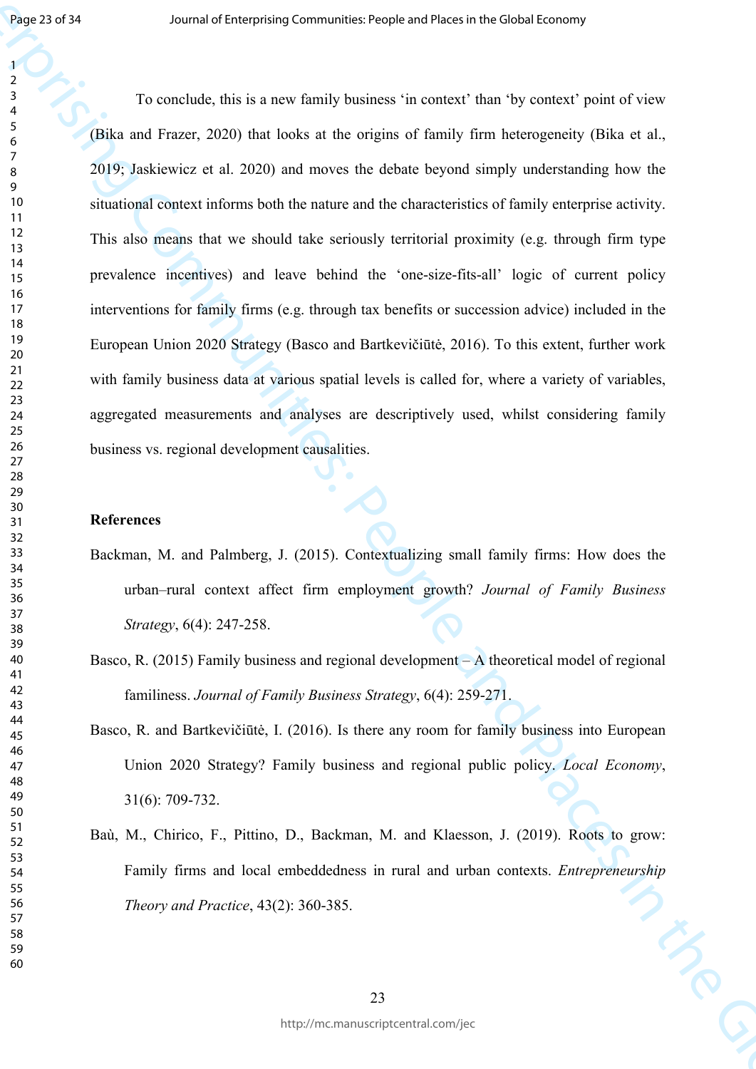To conclude, this is a new family business 'in context' than 'by context' point of view (Bika and Frazer, 2020) that looks at the origins of family firm heterogeneity (Bika et al., 2019; Jaskiewicz et al. 2020) and moves the debate beyond simply understanding how the situational context informs both the nature and the characteristics of family enterprise activity. This also means that we should take seriously territorial proximity (e.g. through firm type prevalence incentives) and leave behind the 'one-size-fits-all' logic of current policy interventions for family firms (e.g. through tax benefits or succession advice) included in the European Union 2020 Strategy (Basco and Bartkevičiūtė, 2016). To this extent, further work with family business data at various spatial levels is called for, where a variety of variables, aggregated measurements and analyses are descriptively used, whilst considering family business vs. regional development causalities.

## References

Backman, M. and Palmberg, J. (2015). Contextualizing small family firms: How does the urban–rural context affect firm employment growth? *Journal of Family Business Strategy*, 6(4): 247-258.

Basco, R. (2015) Family business and regional development – A theoretical model of regional familiness. *Journal of Family Business Strategy*, 6(4): 259-271.

Basco, R. and Bartkevičiūtė, I. (2016). Is there any room for family business into European Union 2020 Strategy? Family business and regional public policy. *Local Economy*, 31(6): 709-732.

Baù, M., Chirico, F., Pittino, D., Backman, M. and Klaesson, J. (2019). Roots to grow: Family firms and local embeddedness in rural and urban contexts. *Entrepreneurship Theory and Practice*, 43(2): 360-385.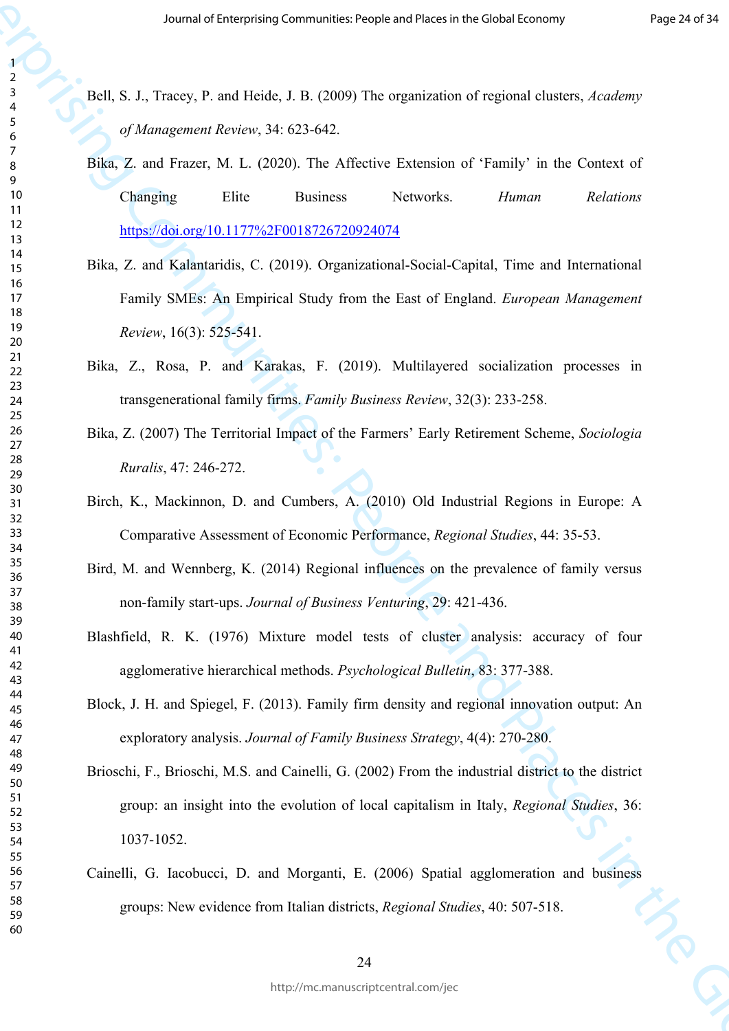Bell, S. J., Tracey, P. and Heide, J. B. (2009) The organization of regional clusters, *Academy of Management Review*, 34: 623-642.

Bika, Z. and Frazer, M. L. (2020). The Affective Extension of 'Family' in the Context of Changing Elite Business Networks. *Human Relations* https://doi.org/10.1177%2F0018726720924074

Bika, Z. and Kalantaridis, C. (2019). Organizational-Social-Capital, Time and International Family SMEs: An Empirical Study from the East of England. *European Management Review*, 16(3): 525-541.

Bika, Z., Rosa, P. and Karakas, F. (2019). Multilayered socialization processes in transgenerational family firms. *Family Business Review*, 32(3): 233-258.

Bika, Z. (2007) The Territorial Impact of the Farmers' Early Retirement Scheme, *Sociologia Ruralis*, 47: 246-272.

Birch, K., Mackinnon, D. and Cumbers, A. (2010) Old Industrial Regions in Europe: A Comparative Assessment of Economic Performance, *Regional Studies*, 44: 35-53.

Bird, M. and Wennberg, K. (2014) Regional influences on the prevalence of family versus non-family start-ups. *Journal of Business Venturing*, 29: 421-436.

Blashfield, R. K. (1976) Mixture model tests of cluster analysis: accuracy of four agglomerative hierarchical methods. *Psychological Bulletin*, 83: 377-388.

Block, J. H. and Spiegel, F. (2013). Family firm density and regional innovation output: An exploratory analysis. *Journal of Family Business Strategy*, 4(4): 270-280.

Brioschi, F., Brioschi, M.S. and Cainelli, G. (2002) From the industrial district to the district group: an insight into the evolution of local capitalism in Italy, *Regional Studies*, 36: 1037-1052.

Cainelli, G. Iacobucci, D. and Morganti, E. (2006) Spatial agglomeration and business groups: New evidence from Italian districts, *Regional Studies*, 40: 507-518.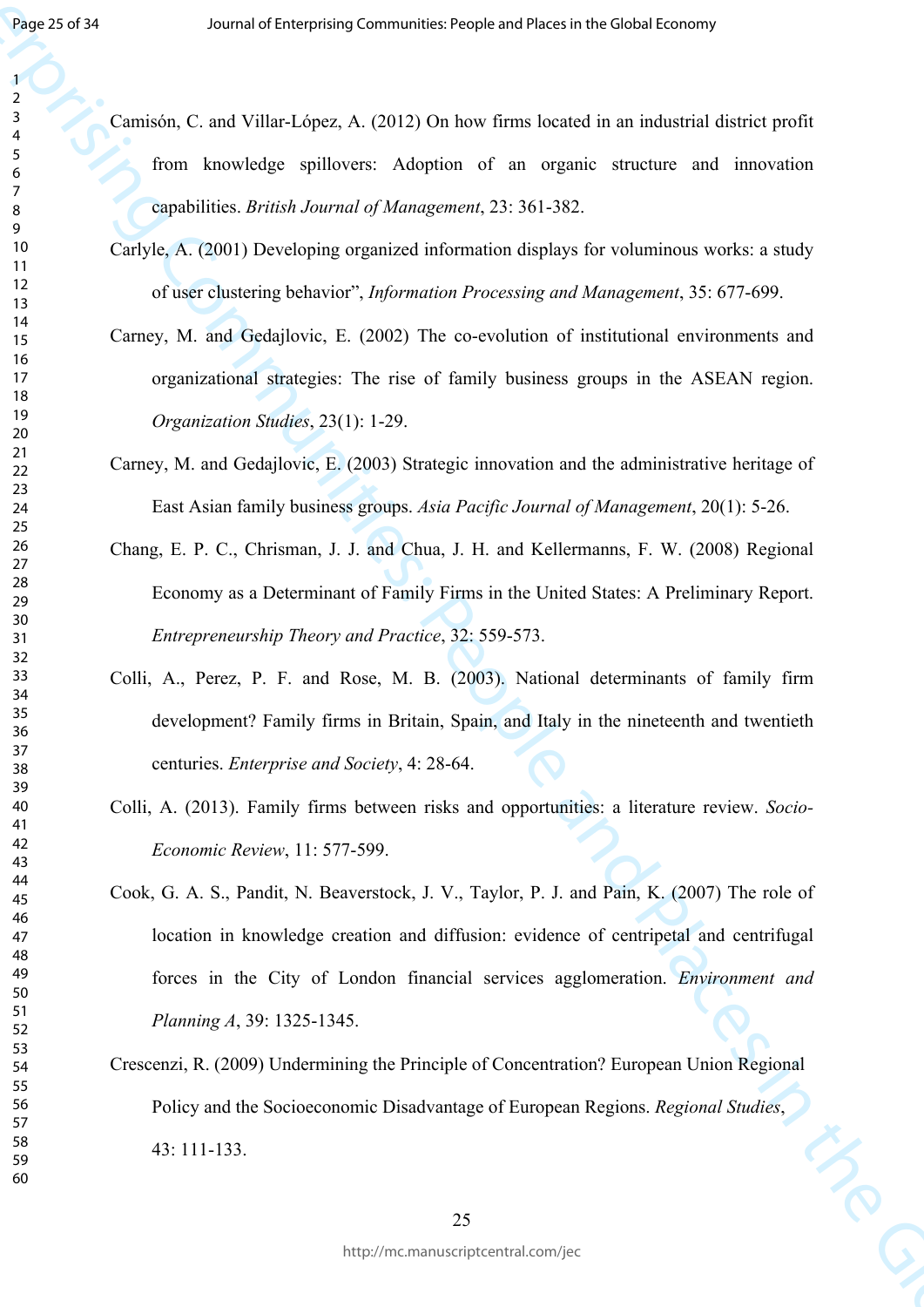Camisón, C. and Villar-López, A. (2012) On how firms located in an industrial district profit from knowledge spillovers: Adoption of an organic structure and innovation capabilities. *British Journal of Management*, 23: 361-382.

Carlyle, A. (2001) Developing organized information displays for voluminous works: a study of user clustering behavior", *Information Processing and Management*, 35: 677-699.

Carney, M. and Gedajlovic, E. (2002) The co-evolution of institutional environments and organizational strategies: The rise of family business groups in the ASEAN region. *Organization Studies*, 23(1): 1-29.

Carney, M. and Gedajlovic, E. (2003) Strategic innovation and the administrative heritage of East Asian family business groups. *Asia Pacific Journal of Management*, 20(1): 5-26.

Chang, E. P. C., Chrisman, J. J. and Chua, J. H. and Kellermanns, F. W. (2008) Regional Economy as a Determinant of Family Firms in the United States: A Preliminary Report. *Entrepreneurship Theory and Practice*, 32: 559-573.

Colli, A., Perez, P. F. and Rose, M. B. (2003). National determinants of family firm development? Family firms in Britain, Spain, and Italy in the nineteenth and twentieth centuries. *Enterprise and Society*, 4: 28-64.

Colli, A. (2013). Family firms between risks and opportunities: a literature review. *Socio-Economic Review*, 11: 577-599.

Cook, G. A. S., Pandit, N. Beaverstock, J. V., Taylor, P. J. and Pain, K. (2007) The role of location in knowledge creation and diffusion: evidence of centripetal and centrifugal forces in the City of London financial services agglomeration. *Environment and Planning A*, 39: 1325-1345.

Crescenzi, R. (2009) Undermining the Principle of Concentration? European Union Regional Policy and the Socioeconomic Disadvantage of European Regions. *Regional Studies*, 43: 111-133.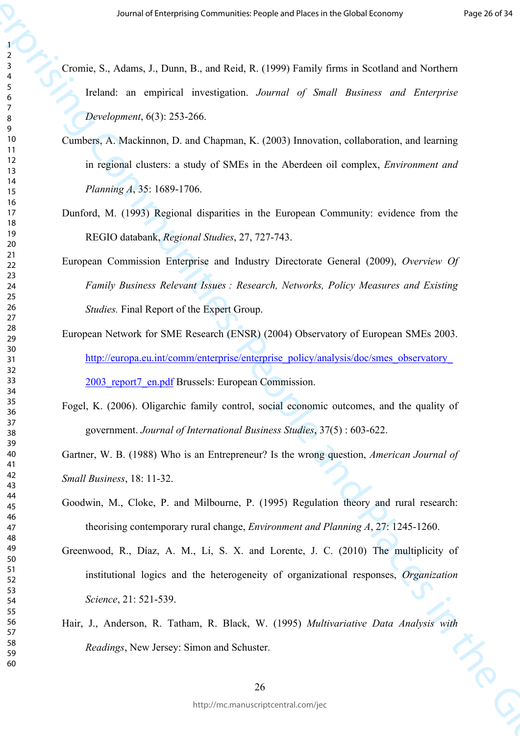Cromie, S., Adams, J., Dunn, B., and Reid, R. (1999) Family firms in Scotland and Northern Ireland: an empirical investigation. *Journal of Small Business and Enterprise Development*, 6(3): 253-266.

Cumbers, A. Mackinnon, D. and Chapman, K. (2003) Innovation, collaboration, and learning in regional clusters: a study of SMEs in the Aberdeen oil complex, *Environment and Planning A*, 35: 1689-1706.

Dunford, M. (1993) Regional disparities in the European Community: evidence from the REGIO databank, *Regional Studies*, 27, 727-743.

European Commission Enterprise and Industry Directorate General (2009), *Overview Of Family Business Relevant Issues : Research, Networks, Policy Measures and Existing Studies.* Final Report of the Expert Group.

European Network for SME Research (ENSR) (2004) Observatory of European SMEs 2003. http://europa.eu.int/comm/enterprise/enterprise_policy/analysis/doc/smes_observatory_2003_report7_en.pdf Brussels: European Commission.

Fogel, K. (2006). Oligarchic family control, social economic outcomes, and the quality of government. *Journal of International Business Studies*, 37(5) : 603-622.

Gartner, W. B. (1988) Who is an Entrepreneur? Is the wrong question, *American Journal of Small Business*, 18: 11-32.

Goodwin, M., Cloke, P. and Milbourne, P. (1995) Regulation theory and rural research: theorising contemporary rural change, *Environment and Planning A*, 27: 1245-1260.

Greenwood, R., Díaz, A. M., Li, S. X. and Lorente, J. C. (2010) The multiplicity of institutional logics and the heterogeneity of organizational responses, *Organization Science*, 21: 521-539.

Hair, J., Anderson, R. Tatham, R. Black, W. (1995) *Multivariative Data Analysis with Readings*, New Jersey: Simon and Schuster.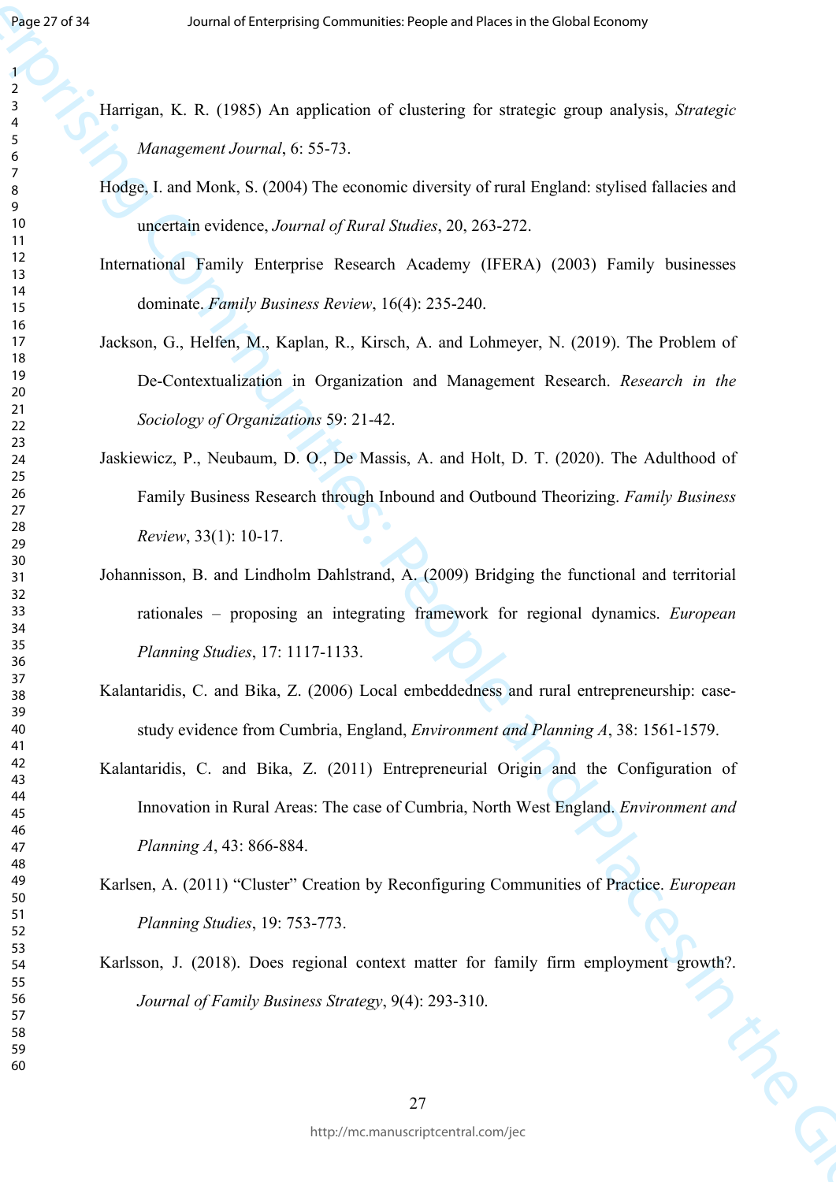Harrigan, K. R. (1985) An application of clustering for strategic group analysis, *Strategic Management Journal*, 6: 55-73.

Hodge, I. and Monk, S. (2004) The economic diversity of rural England: stylised fallacies and uncertain evidence, *Journal of Rural Studies*, 20, 263-272.

International Family Enterprise Research Academy (IFERA) (2003) Family businesses dominate. *Family Business Review*, 16(4): 235-240.

Jackson, G., Helfen, M., Kaplan, R., Kirsch, A. and Lohmeyer, N. (2019). The Problem of De-Contextualization in Organization and Management Research. *Research in the Sociology of Organizations* 59: 21-42.

Jaskiewicz, P., Neubaum, D. O., De Massis, A. and Holt, D. T. (2020). The Adulthood of Family Business Research through Inbound and Outbound Theorizing. *Family Business Review*, 33(1): 10-17.

Johannisson, B. and Lindholm Dahlstrand, A. (2009) Bridging the functional and territorial rationales – proposing an integrating framework for regional dynamics. *European Planning Studies*, 17: 1117-1133.

Kalantaridis, C. and Bika, Z. (2006) Local embeddedness and rural entrepreneurship: case-study evidence from Cumbria, England, *Environment and Planning A*, 38: 1561-1579.

Kalantaridis, C. and Bika, Z. (2011) Entrepreneurial Origin and the Configuration of Innovation in Rural Areas: The case of Cumbria, North West England. *Environment and Planning A*, 43: 866-884.

Karlsen, A. (2011) "Cluster" Creation by Reconfiguring Communities of Practice. *European Planning Studies*, 19: 753-773.

Karlsson, J. (2018). Does regional context matter for family firm employment growth?. *Journal of Family Business Strategy*, 9(4): 293-310.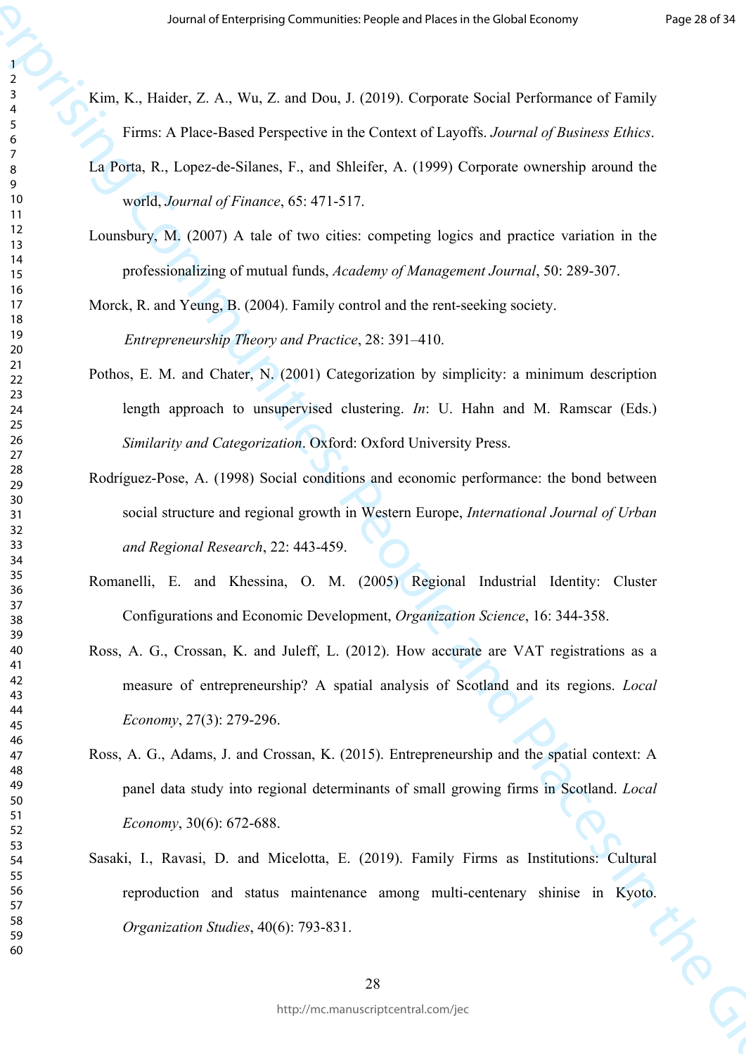Kim, K., Haider, Z. A., Wu, Z. and Dou, J. (2019). Corporate Social Performance of Family Firms: A Place-Based Perspective in the Context of Layoffs. *Journal of Business Ethics*.

La Porta, R., Lopez-de-Silanes, F., and Shleifer, A. (1999) Corporate ownership around the world, *Journal of Finance*, 65: 471-517.

Lounsbury, M. (2007) A tale of two cities: competing logics and practice variation in the professionalizing of mutual funds, *Academy of Management Journal*, 50: 289-307.

Morck, R. and Yeung, B. (2004). Family control and the rent-seeking society. *Entrepreneurship Theory and Practice*, 28: 391–410.

Pothos, E. M. and Chater, N. (2001) Categorization by simplicity: a minimum description length approach to unsupervised clustering. *In*: U. Hahn and M. Ramscar (Eds.) *Similarity and Categorization*. Oxford: Oxford University Press.

Rodríguez-Pose, A. (1998) Social conditions and economic performance: the bond between social structure and regional growth in Western Europe, *International Journal of Urban and Regional Research*, 22: 443-459.

Romanelli, E. and Khessina, O. M. (2005) Regional Industrial Identity: Cluster Configurations and Economic Development, *Organization Science*, 16: 344-358.

Ross, A. G., Crossan, K. and Juleff, L. (2012). How accurate are VAT registrations as a measure of entrepreneurship? A spatial analysis of Scotland and its regions. *Local Economy*, 27(3): 279-296.

Ross, A. G., Adams, J. and Crossan, K. (2015). Entrepreneurship and the spatial context: A panel data study into regional determinants of small growing firms in Scotland. *Local Economy*, 30(6): 672-688.

Sasaki, I., Ravasi, D. and Micelotta, E. (2019). Family Firms as Institutions: Cultural reproduction and status maintenance among multi-centenary shinise in Kyoto. *Organization Studies*, 40(6): 793-831.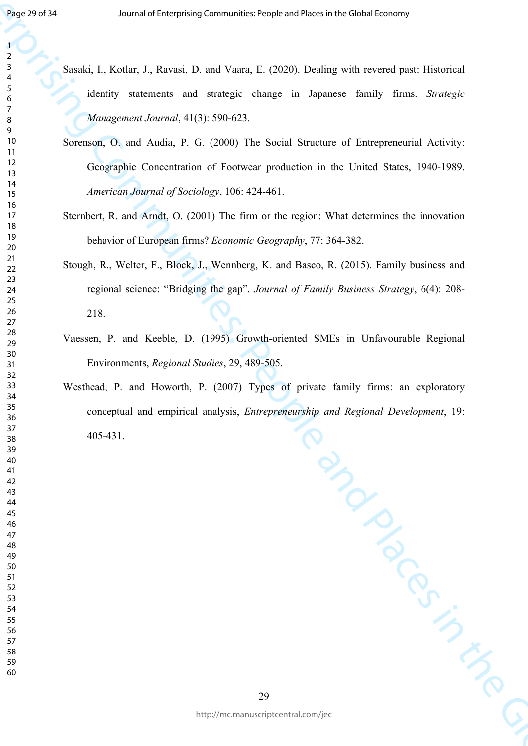Sasaki, I., Kotlar, J., Ravasi, D. and Vaara, E. (2020). Dealing with revered past: Historical identity statements and strategic change in Japanese family firms. *Strategic Management Journal*, 41(3): 590-623.

Sorenson, O. and Audia, P. G. (2000) The Social Structure of Entrepreneurial Activity: Geographic Concentration of Footwear production in the United States, 1940-1989. *American Journal of Sociology*, 106: 424-461.

Sternbert, R. and Arndt, O. (2001) The firm or the region: What determines the innovation behavior of European firms? *Economic Geography*, 77: 364-382.

Stough, R., Welter, F., Block, J., Wennberg, K. and Basco, R. (2015). Family business and regional science: "Bridging the gap". *Journal of Family Business Strategy*, 6(4): 208-218.

Vaessen, P. and Keeble, D. (1995) Growth-oriented SMEs in Unfavourable Regional Environments, *Regional Studies*, 29, 489-505.

Westhead, P. and Howorth, P. (2007) Types of private family firms: an exploratory conceptual and empirical analysis, *Entrepreneurship and Regional Development*, 19: 405-431.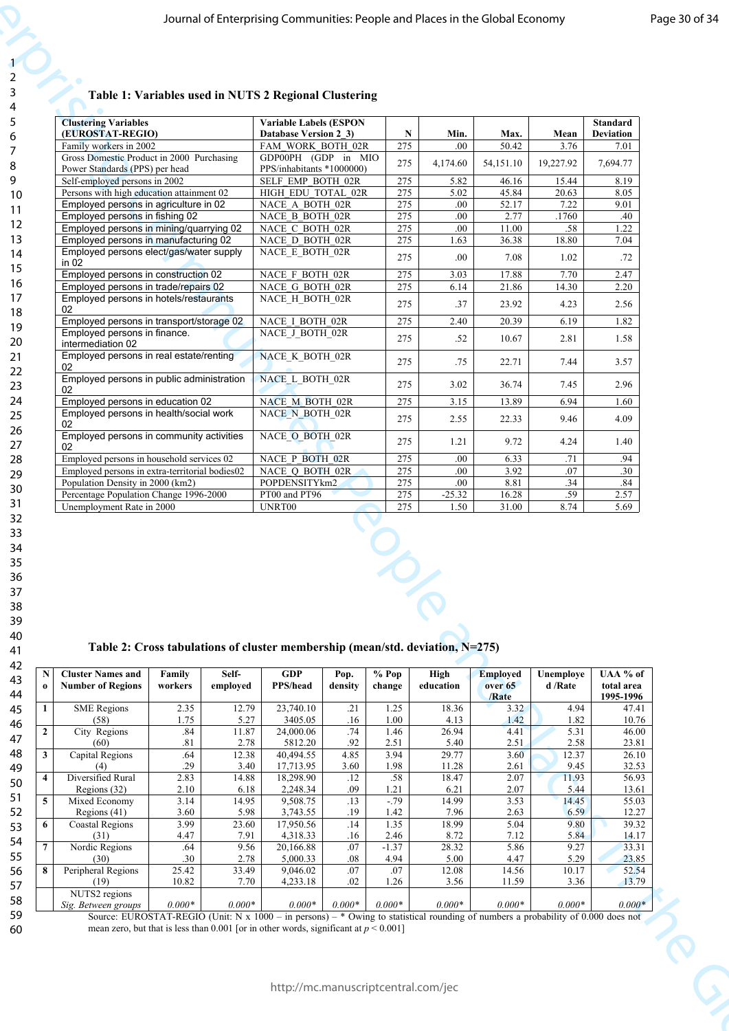### Table 1: Variables used in NUTS 2 Regional Clustering

| Clustering Variables (EUROSTAT-REGIO) | Variable Labels (ESPON Database Version 2_3) | N | Min. | Max. | Mean | Standard Deviation |
|---|---|---|---|---|---|---|
| Family workers in 2002 | FAM_WORK_BOTH_02R | 275 | .00 | 50.42 | 3.76 | 7.01 |
| Gross Domestic Product in 2000 Purchasing Power Standards (PPS) per head | GDP00PH (GDP in MIO PPS/inhabitants *1000000) | 275 | 4,174.60 | 54,151.10 | 19,227.92 | 7,694.77 |
| Self-employed persons in 2002 | SELF_EMP_BOTH_02R | 275 | 5.82 | 46.16 | 15.44 | 8.19 |
| Persons with high education attainment 02 | HIGH_EDU_TOTAL_02R | 275 | 5.02 | 45.84 | 20.63 | 8.05 |
| Employed persons in agriculture in 02 | NACE_A_BOTH_02R | 275 | .00 | 52.17 | 7.22 | 9.01 |
| Employed persons in fishing 02 | NACE_B_BOTH_02R | 275 | .00 | 2.77 | .1760 | .40 |
| Employed persons in mining/quarrying 02 | NACE_C_BOTH_02R | 275 | .00 | 11.00 | .58 | 1.22 |
| Employed persons in manufacturing 02 | NACE_D_BOTH_02R | 275 | 1.63 | 36.38 | 18.80 | 7.04 |
| Employed persons elect/gas/water supply in 02 | NACE_E_BOTH_02R | 275 | .00 | 7.08 | 1.02 | .72 |
| Employed persons in construction 02 | NACE_F_BOTH_02R | 275 | 3.03 | 17.88 | 7.70 | 2.47 |
| Employed persons in trade/repairs 02 | NACE_G_BOTH_02R | 275 | 6.14 | 21.86 | 14.30 | 2.20 |
| Employed persons in hotels/restaurants 02 | NACE_H_BOTH_02R | 275 | .37 | 23.92 | 4.23 | 2.56 |
| Employed persons in transport/storage 02 | NACE_I_BOTH_02R | 275 | 2.40 | 20.39 | 6.19 | 1.82 |
| Employed persons in finance. intermediation 02 | NACE_J_BOTH_02R | 275 | .52 | 10.67 | 2.81 | 1.58 |
| Employed persons in real estate/renting 02 | NACE_K_BOTH_02R | 275 | .75 | 22.71 | 7.44 | 3.57 |
| Employed persons in public administration 02 | NACE_L_BOTH_02R | 275 | 3.02 | 36.74 | 7.45 | 2.96 |
| Employed persons in education 02 | NACE_M_BOTH_02R | 275 | 3.15 | 13.89 | 6.94 | 1.60 |
| Employed persons in health/social work 02 | NACE_N_BOTH_02R | 275 | 2.55 | 22.33 | 9.46 | 4.09 |
| Employed persons in community activities 02 | NACE_O_BOTH_02R | 275 | 1.21 | 9.72 | 4.24 | 1.40 |
| Employed persons in household services 02 | NACE_P_BOTH_02R | 275 | .00 | 6.33 | .71 | .94 |
| Employed persons in extra-territorial bodies02 | NACE_Q_BOTH_02R | 275 | .00 | 3.92 | .07 | .30 |
| Population Density in 2000 (km2) | POPDENSITYkm2 | 275 | .00 | 8.81 | .34 | .84 |
| Percentage Population Change 1996-2000 | PT00 and PT96 | 275 | -25.32 | 16.28 | .59 | 2.57 |
| Unemployment Rate in 2000 | UNRT00 | 275 | 1.50 | 31.00 | 8.74 | 5.69 |

### Table 2: Cross tabulations of cluster membership (mean/std. deviation, N=275)

| No | Cluster Names and Number of Regions | Family workers | Self-employed | GDP PPS/head | Pop. density | % Pop change | High education | Employed over 65 /Rate | Unemployed /Rate | UAA % of total area 1995-1996 |
|---|---|---|---|---|---|---|---|---|---|---|
| 1 | SME Regions (58) | 2.35<br>1.75 | 12.79<br>5.27 | 23,740.10<br>3405.05 | .21<br>.16 | 1.25<br>1.00 | 18.36<br>4.13 | 3.32<br>1.42 | 4.94<br>1.82 | 47.41<br>10.76 |
| 2 | City Regions (60) | .84<br>.81 | 11.87<br>2.78 | 24,000.06<br>5812.20 | .74<br>.92 | 1.46<br>2.51 | 26.94<br>5.40 | 4.41<br>2.51 | 5.31<br>2.58 | 46.00<br>23.81 |
| 3 | Capital Regions (4) | .64<br>.29 | 12.38<br>3.40 | 40,494.55<br>17,713.95 | 4.85<br>3.60 | 3.94<br>1.98 | 29.77<br>11.28 | 3.60<br>2.61 | 12.37<br>9.45 | 26.10<br>32.53 |
| 4 | Diversified Rural Regions (32) | 2.83<br>2.10 | 14.88<br>6.18 | 18,298.90<br>2,248.34 | .12<br>.09 | .58<br>1.21 | 18.47<br>6.21 | 2.07<br>2.07 | 11.93<br>5.44 | 56.93<br>13.61 |
| 5 | Mixed Economy Regions (41) | 3.14<br>3.60 | 14.95<br>5.98 | 9,508.75<br>3,743.55 | .13<br>.19 | -.79<br>1.42 | 14.99<br>7.96 | 3.53<br>2.63 | 14.45<br>6.59 | 55.03<br>12.27 |
| 6 | Coastal Regions (31) | 3.99<br>4.47 | 23.60<br>7.91 | 17,950.56<br>4,318.33 | .14<br>.16 | 1.35<br>2.46 | 18.99<br>8.72 | 5.04<br>7.12 | 9.80<br>5.84 | 39.32<br>14.17 |
| 7 | Nordic Regions (30) | .64<br>.30 | 9.56<br>2.78 | 20,166.88<br>5,000.33 | .07<br>.08 | -1.37<br>4.94 | 28.32<br>5.00 | 5.86<br>4.47 | 9.27<br>5.29 | 33.31<br>23.85 |
| 8 | Peripheral Regions (19) | 25.42<br>10.82 | 33.49<br>7.70 | 9,046.02<br>4,233.18 | .07<br>.02 | .07<br>1.26 | 12.08<br>3.56 | 14.56<br>11.59 | 10.17<br>3.36 | 52.54<br>13.79 |
| | NUTS2 regions<br>*Sig. Between groups* | *0.000** | *0.000** | *0.000** | *0.000** | *0.000** | *0.000** | *0.000** | *0.000** | *0.000** |

Source: EUROSTAT-REGIO (Unit: N x 1000 – in persons) – * Owing to statistical rounding of numbers a probability of 0.000 does not mean zero, but that is less than 0.001 [or in other words, significant at $p < 0.001$]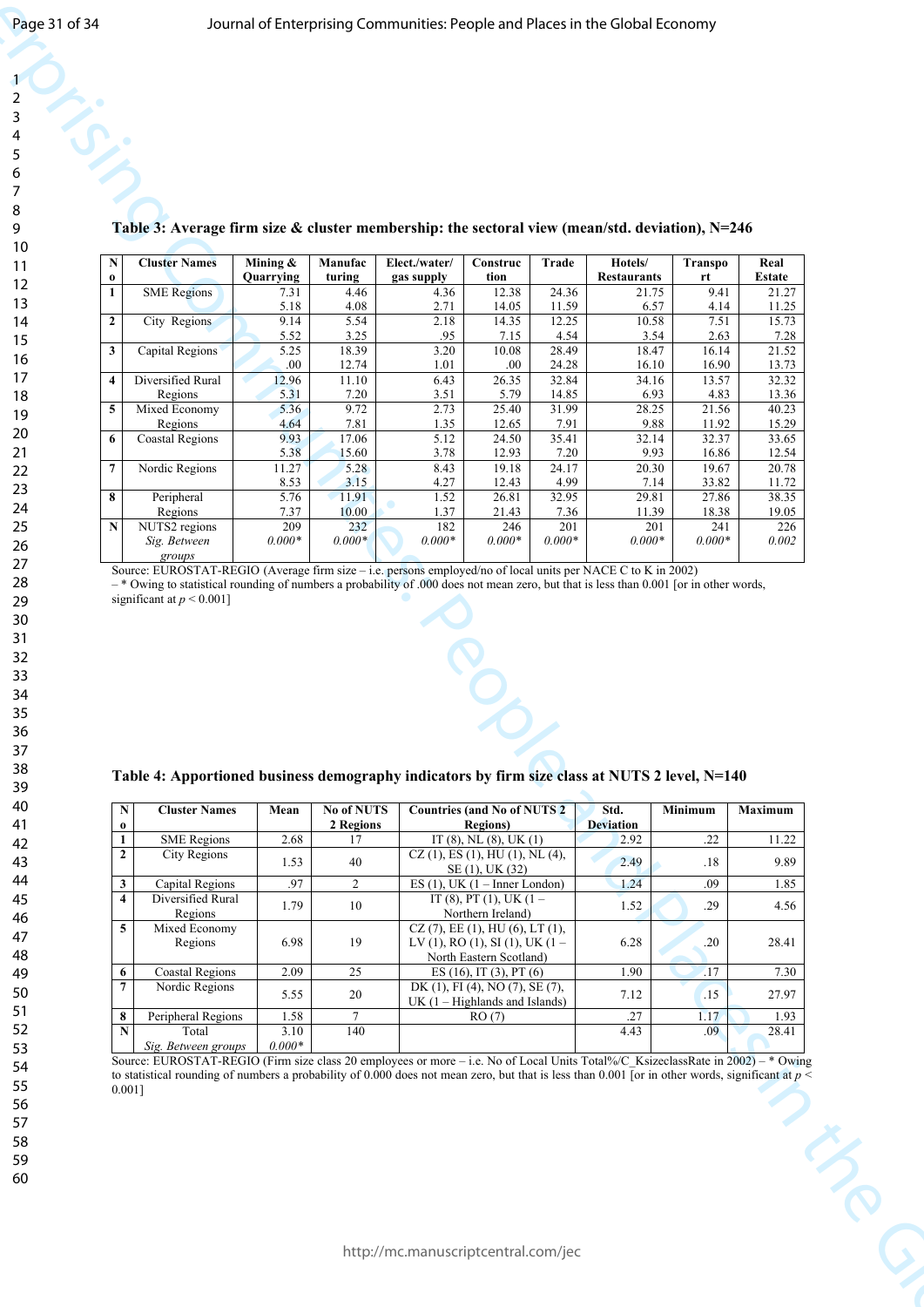**Table 3: Average firm size & cluster membership: the sectoral view (mean/std. deviation), N=246**

| No | Cluster Names | Mining & Quarrying | Manufacturing | Elect./water/ gas supply | Construction | Trade | Hotels/ Restaurants | Transport | Real Estate |
|---|---|---|---|---|---|---|---|---|---|
| 1 | SME Regions | 7.31<br>5.18 | 4.46<br>4.08 | 4.36<br>2.71 | 12.38<br>14.05 | 24.36<br>11.59 | 21.75<br>6.57 | 9.41<br>4.14 | 21.27<br>11.25 |
| 2 | City Regions | 9.14<br>5.52 | 5.54<br>3.25 | 2.18<br>.95 | 14.35<br>7.15 | 12.25<br>4.54 | 10.58<br>3.54 | 7.51<br>2.63 | 15.73<br>7.28 |
| 3 | Capital Regions | 5.25<br>.00 | 18.39<br>12.74 | 3.20<br>1.01 | 10.08<br>.00 | 28.49<br>24.28 | 18.47<br>16.10 | 16.14<br>16.90 | 21.52<br>13.73 |
| 4 | Diversified Rural Regions | 12.96<br>5.31 | 11.10<br>7.20 | 6.43<br>3.51 | 26.35<br>5.79 | 32.84<br>14.85 | 34.16<br>6.93 | 13.57<br>4.83 | 32.32<br>13.36 |
| 5 | Mixed Economy Regions | 5.36<br>4.64 | 9.72<br>7.81 | 2.73<br>1.35 | 25.40<br>12.65 | 31.99<br>7.91 | 28.25<br>9.88 | 21.56<br>11.92 | 40.23<br>15.29 |
| 6 | Coastal Regions | 9.93<br>5.38 | 17.06<br>15.60 | 5.12<br>3.78 | 24.50<br>12.93 | 35.41<br>7.20 | 32.14<br>9.93 | 32.37<br>16.86 | 33.65<br>12.54 |
| 7 | Nordic Regions | 11.27<br>8.53 | 5.28<br>3.15 | 8.43<br>4.27 | 19.18<br>12.43 | 24.17<br>4.99 | 20.30<br>7.14 | 19.67<br>33.82 | 20.78<br>11.72 |
| 8 | Peripheral Regions | 5.76<br>7.37 | 11.91<br>10.00 | 1.52<br>1.37 | 26.81<br>21.43 | 32.95<br>7.36 | 29.81<br>11.39 | 27.86<br>18.38 | 38.35<br>19.05 |
| N | NUTS2 regions<br>*Sig. Between groups* | 209<br>*0.000** | 232<br>*0.000** | 182<br>*0.000** | 246<br>*0.000** | 201<br>*0.000** | 201<br>*0.000** | 241<br>*0.000** | 226<br>*0.002* |

Source: EUROSTAT-REGIO (Average firm size – i.e. persons employed/no of local units per NACE C to K in 2002) – * Owing to statistical rounding of numbers a probability of .000 does not mean zero, but that is less than 0.001 [or in other words, significant at $p < 0.001$]

**Table 4: Apportioned business demography indicators by firm size class at NUTS 2 level, N=140**

| No | Cluster Names | Mean | No of NUTS 2 Regions | Countries (and No of NUTS 2 Regions) | Std. Deviation | Minimum | Maximum |
|---|---|---|---|---|---|---|---|
| 1 | SME Regions | 2.68 | 17 | IT (8), NL (8), UK (1) | 2.92 | .22 | 11.22 |
| 2 | City Regions | 1.53 | 40 | CZ (1), ES (1), HU (1), NL (4), SE (1), UK (32) | 2.49 | .18 | 9.89 |
| 3 | Capital Regions | .97 | 2 | ES (1), UK (1 – Inner London) | 1.24 | .09 | 1.85 |
| 4 | Diversified Rural Regions | 1.79 | 10 | IT (8), PT (1), UK (1 – Northern Ireland) | 1.52 | .29 | 4.56 |
| 5 | Mixed Economy Regions | 6.98 | 19 | CZ (7), EE (1), HU (6), LT (1), LV (1), RO (1), SI (1), UK (1 – North Eastern Scotland) | 6.28 | .20 | 28.41 |
| 6 | Coastal Regions | 2.09 | 25 | ES (16), IT (3), PT (6) | 1.90 | .17 | 7.30 |
| 7 | Nordic Regions | 5.55 | 20 | DK (1), FI (4), NO (7), SE (7), UK (1 – Highlands and Islands) | 7.12 | .15 | 27.97 |
| 8 | Peripheral Regions | 1.58 | 7 | RO (7) | .27 | 1.17 | 1.93 |
| N | Total<br>*Sig. Between groups* | 3.10<br>*0.000** | 140 | | 4.43 | .09 | 28.41 |

Source: EUROSTAT-REGIO (Firm size class 20 employees or more – i.e. No of Local Units Total%/C_KsizeclassRate in 2002) – * Owing to statistical rounding of numbers a probability of 0.000 does not mean zero, but that is less than 0.001 [or in other words, significant at $p < 0.001$]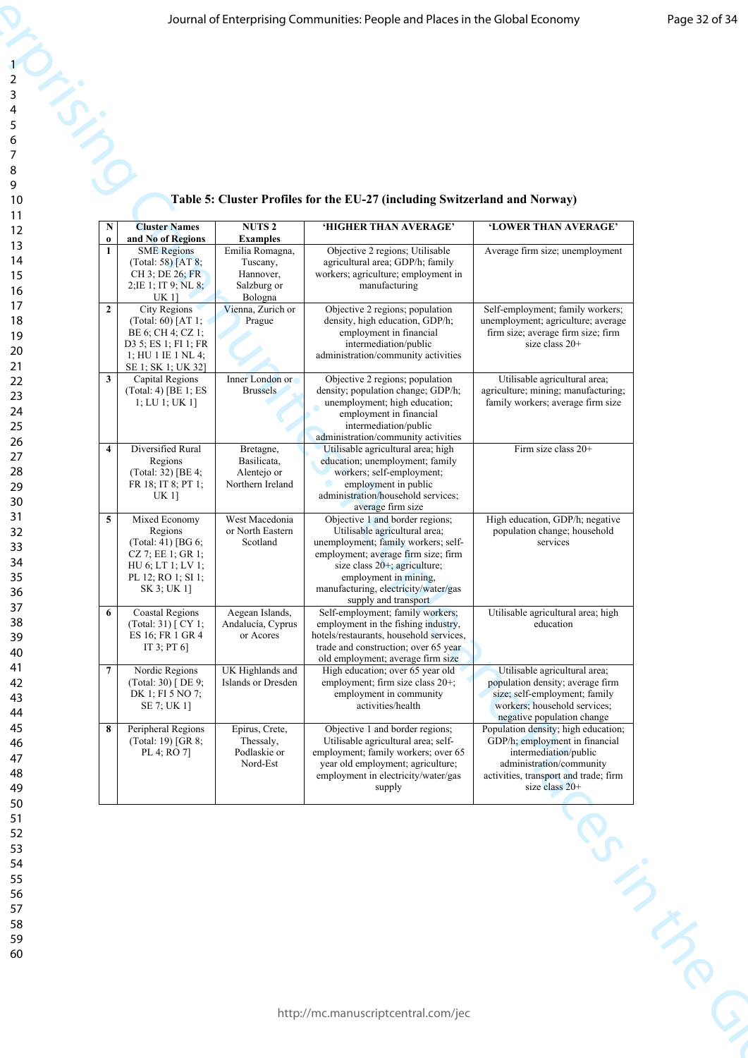**Table 5: Cluster Profiles for the EU-27 (including Switzerland and Norway)**

| No | Cluster Names and No of Regions | NUTS 2 Examples | 'HIGHER THAN AVERAGE' | 'LOWER THAN AVERAGE' |
|---|---|---|---|---|
| 1 | SME Regions (Total: 58) [AT 8; CH 3; DE 26; FR 2;IE 1; IT 9; NL 8; UK 1] | Emilia Romagna, Tuscany, Hannover, Salzburg or Bologna | Objective 2 regions; Utilisable agricultural area; GDP/h; family workers; agriculture; employment in manufacturing | Average firm size; unemployment |
| 2 | City Regions (Total: 60) [AT 1; BE 6; CH 4; CZ 1; D3 5; ES 1; FI 1; FR 1; HU 1 IE 1 NL 4; SE 1; SK 1; UK 32] | Vienna, Zurich or Prague | Objective 2 regions; population density, high education, GDP/h; employment in financial intermediation/public administration/community activities | Self-employment; family workers; unemployment; agriculture; average firm size; average firm size; firm size class 20+ |
| 3 | Capital Regions (Total: 4) [BE 1; ES 1; LU 1; UK 1] | Inner London or Brussels | Objective 2 regions; population density; population change; GDP/h; unemployment; high education; employment in financial intermediation/public administration/community activities | Utilisable agricultural area; agriculture; mining; manufacturing; family workers; average firm size |
| 4 | Diversified Rural Regions (Total: 32) [BE 4; FR 18; IT 8; PT 1; UK 1] | Bretagne, Basilicata, Alentejo or Northern Ireland | Utilisable agricultural area; high education; unemployment; family workers; self-employment; employment in public administration/household services; average firm size | Firm size class 20+ |
| 5 | Mixed Economy Regions (Total: 41) [BG 6; CZ 7; EE 1; GR 1; HU 6; LT 1; LV 1; PL 12; RO 1; SI 1; SK 3; UK 1] | West Macedonia or North Eastern Scotland | Objective 1 and border regions; Utilisable agricultural area; unemployment; family workers; self-employment; average firm size; firm size class 20+; agriculture; employment in mining, manufacturing, electricity/water/gas supply and transport | High education, GDP/h; negative population change; household services |
| 6 | Coastal Regions (Total: 31) [ CY 1; ES 16; FR 1 GR 4 IT 3; PT 6] | Aegean Islands, Andalucía, Cyprus or Acores | Self-employment; family workers; employment in the fishing industry, hotels/restaurants, household services, trade and construction; over 65 year old employment; average firm size | Utilisable agricultural area; high education |
| 7 | Nordic Regions (Total: 30) [ DE 9; DK 1; FI 5 NO 7; SE 7; UK 1] | UK Highlands and Islands or Dresden | High education; over 65 year old employment; firm size class 20+; employment in community activities/health | Utilisable agricultural area; population density; average firm size; self-employment; family workers; household services; negative population change |
| 8 | Peripheral Regions (Total: 19) [GR 8; PL 4; RO 7] | Epirus, Crete, Thessaly, Podlaskie or Nord-Est | Objective 1 and border regions; Utilisable agricultural area; self-employment; family workers; over 65 year old employment; agriculture; employment in electricity/water/gas supply | Population density; high education; GDP/h; employment in financial intermediation/public administration/community activities, transport and trade; firm size class 20+ |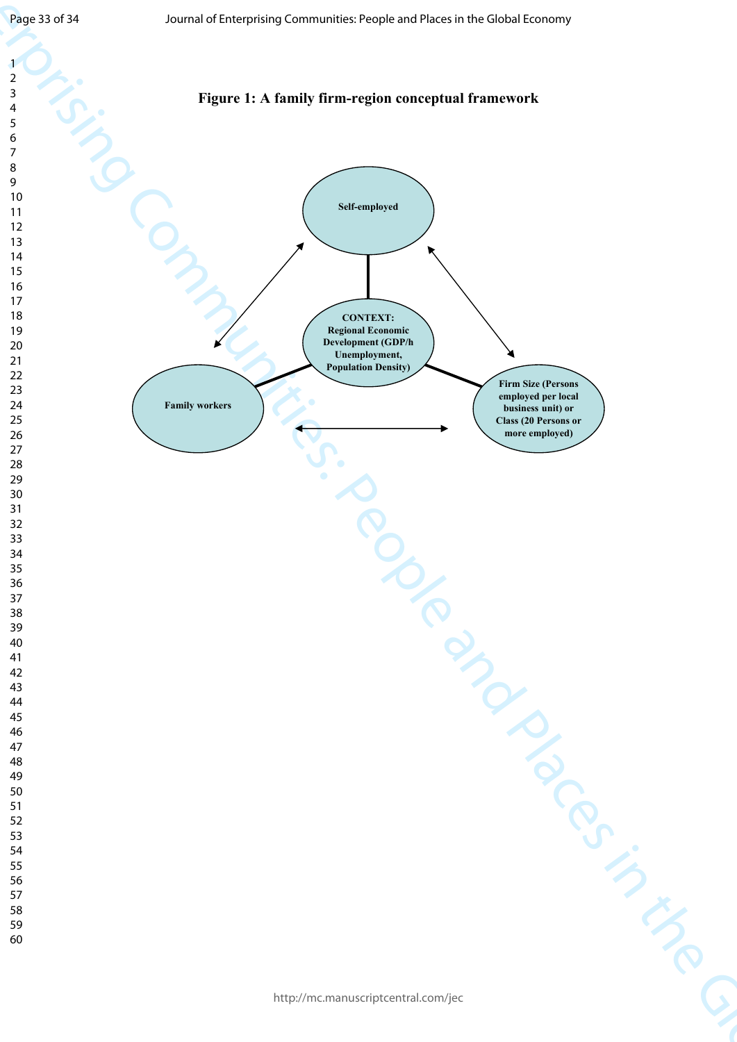**Figure 1: A family firm-region conceptual framework**

Self-employed

CONTEXT: Regional Economic Development (GDP/h Unemployment, Population Density)

Family workers

Firm Size (Persons employed per local business unit) or Class (20 Persons or more employed)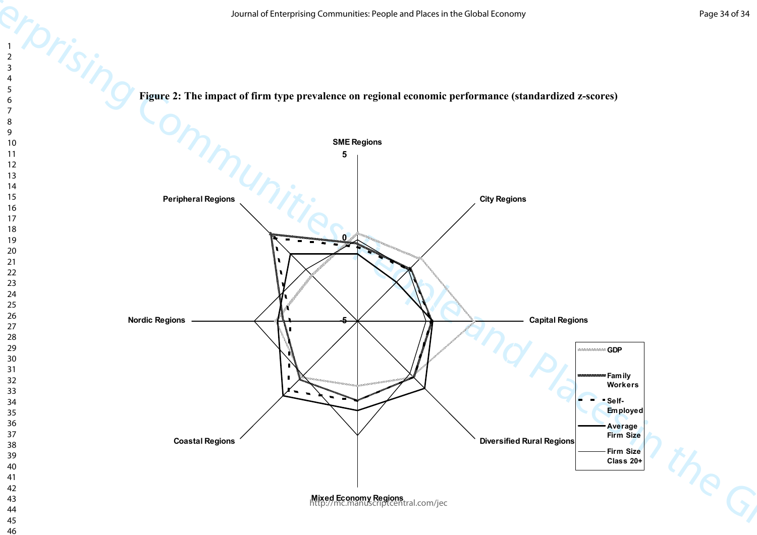**Figure 2: The impact of firm type prevalence on regional economic performance (standardized z-scores)**

SME Regions

5

0

-5

City Regions

Capital Regions

Diversified Rural Regions

Mixed Economy Regions

Coastal Regions

Nordic Regions

Peripheral Regions

GDP

Family Workers

Self-Employed

Average Firm Size

Firm Size Class 20+